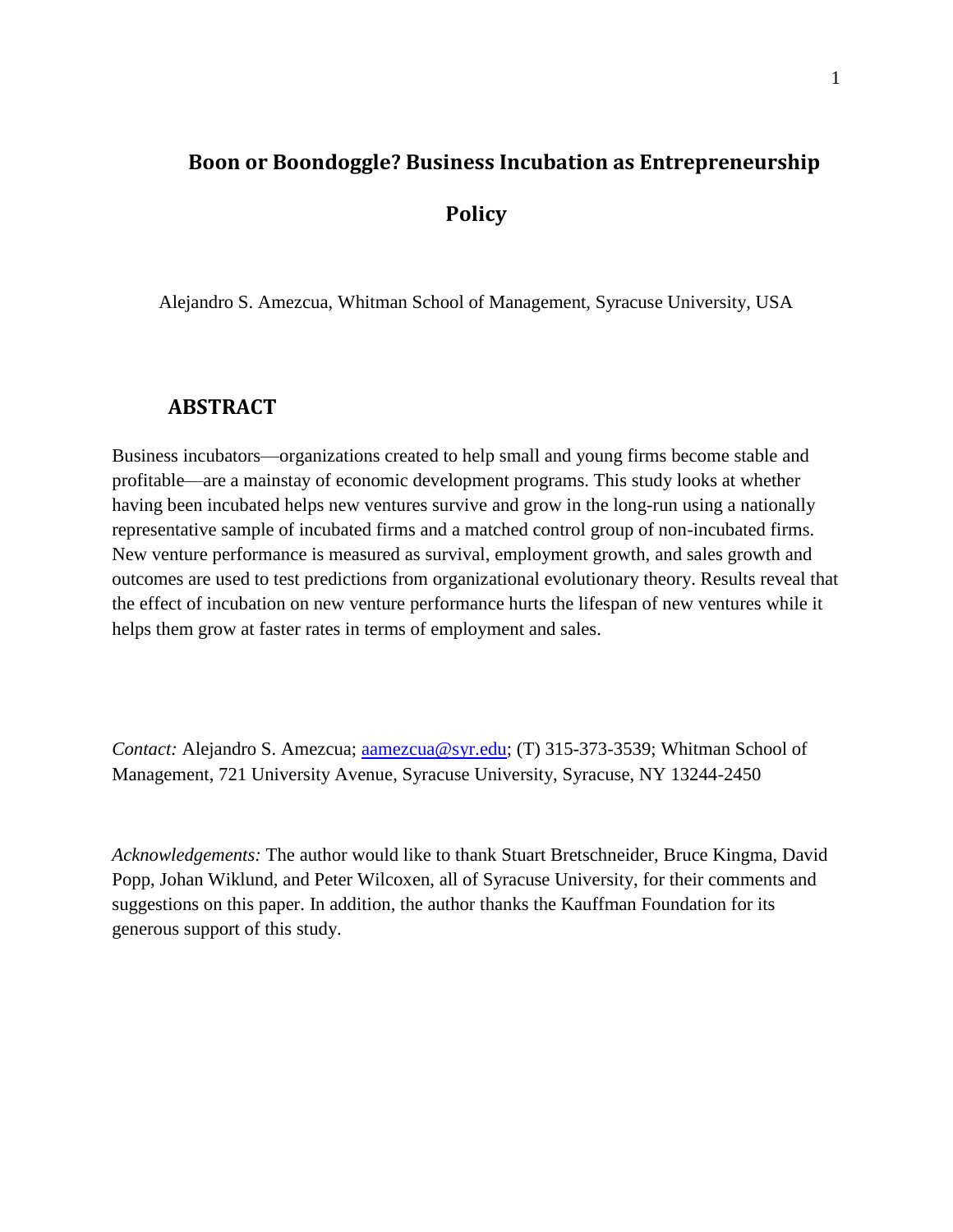# Boon or Boondoggle? Business Incubation as Entrepreneurship Policy

Alejandro S. Amezcua, Whitman School of Management, Syracuse University, USA

## ABSTRACT

Business incubators—organizations created to help small and young firms become stable and profitable—are a mainstay of economic development programs. This study looks at whether having been incubated helps new ventures survive and grow in the long-run using a nationally representative sample of incubated firms and a matched control group of non-incubated firms. New venture performance is measured as survival, employment growth, and sales growth and outcomes are used to test predictions from organizational evolutionary theory. Results reveal that the effect of incubation on new venture performance hurts the lifespan of new ventures while it helps them grow at faster rates in terms of employment and sales.

*Contact:* Alejandro S. Amezcua; aamezcua@syr.edu; (T) 315-373-3539; Whitman School of Management, 721 University Avenue, Syracuse University, Syracuse, NY 13244-2450

*Acknowledgements:* The author would like to thank Stuart Bretschneider, Bruce Kingma, David Popp, Johan Wiklund, and Peter Wilcoxen, all of Syracuse University, for their comments and suggestions on this paper. In addition, the author thanks the Kauffman Foundation for its generous support of this study.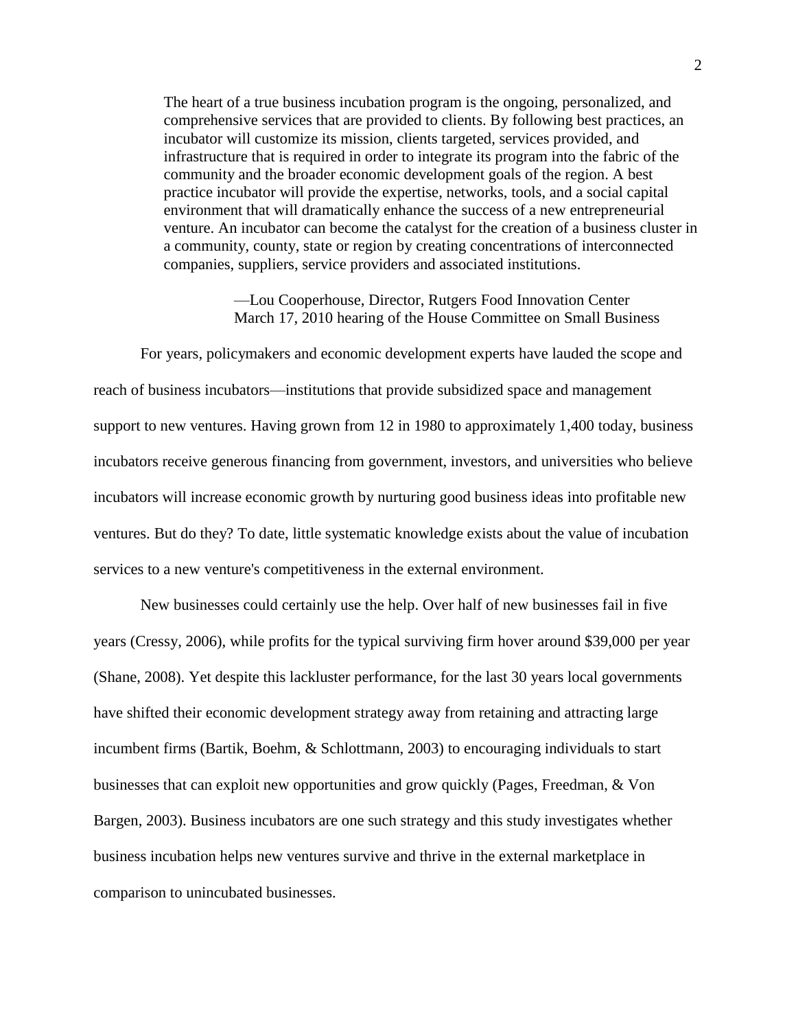> The heart of a true business incubation program is the ongoing, personalized, and comprehensive services that are provided to clients. By following best practices, an incubator will customize its mission, clients targeted, services provided, and infrastructure that is required in order to integrate its program into the fabric of the community and the broader economic development goals of the region. A best practice incubator will provide the expertise, networks, tools, and a social capital environment that will dramatically enhance the success of a new entrepreneurial venture. An incubator can become the catalyst for the creation of a business cluster in a community, county, state or region by creating concentrations of interconnected companies, suppliers, service providers and associated institutions.
>
> —Lou Cooperhouse, Director, Rutgers Food Innovation Center
> March 17, 2010 hearing of the House Committee on Small Business

For years, policymakers and economic development experts have lauded the scope and reach of business incubators—institutions that provide subsidized space and management support to new ventures. Having grown from 12 in 1980 to approximately 1,400 today, business incubators receive generous financing from government, investors, and universities who believe incubators will increase economic growth by nurturing good business ideas into profitable new ventures. But do they? To date, little systematic knowledge exists about the value of incubation services to a new venture's competitiveness in the external environment.

New businesses could certainly use the help. Over half of new businesses fail in five years (Cressy, 2006), while profits for the typical surviving firm hover around $39,000 per year (Shane, 2008). Yet despite this lackluster performance, for the last 30 years local governments have shifted their economic development strategy away from retaining and attracting large incumbent firms (Bartik, Boehm, & Schlottmann, 2003) to encouraging individuals to start businesses that can exploit new opportunities and grow quickly (Pages, Freedman, & Von Bargen, 2003). Business incubators are one such strategy and this study investigates whether business incubation helps new ventures survive and thrive in the external marketplace in comparison to unincubated businesses.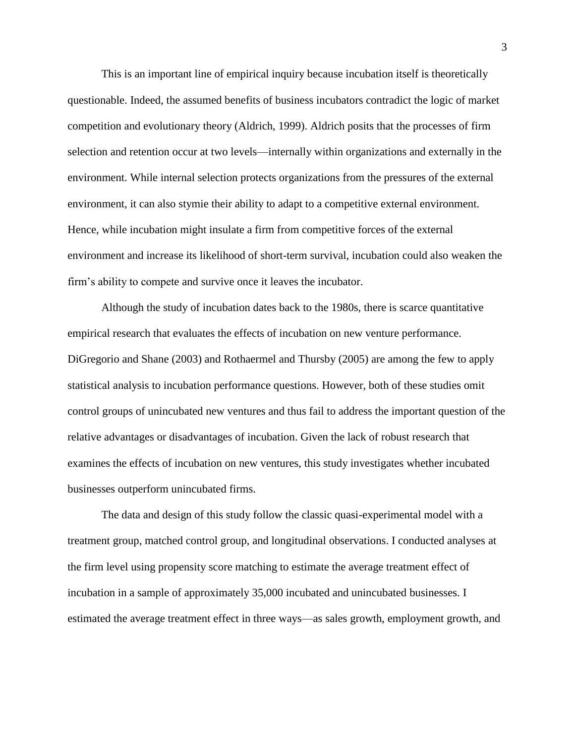This is an important line of empirical inquiry because incubation itself is theoretically questionable. Indeed, the assumed benefits of business incubators contradict the logic of market competition and evolutionary theory (Aldrich, 1999). Aldrich posits that the processes of firm selection and retention occur at two levels—internally within organizations and externally in the environment. While internal selection protects organizations from the pressures of the external environment, it can also stymie their ability to adapt to a competitive external environment. Hence, while incubation might insulate a firm from competitive forces of the external environment and increase its likelihood of short-term survival, incubation could also weaken the firm's ability to compete and survive once it leaves the incubator.

Although the study of incubation dates back to the 1980s, there is scarce quantitative empirical research that evaluates the effects of incubation on new venture performance. DiGregorio and Shane (2003) and Rothaermel and Thursby (2005) are among the few to apply statistical analysis to incubation performance questions. However, both of these studies omit control groups of unincubated new ventures and thus fail to address the important question of the relative advantages or disadvantages of incubation. Given the lack of robust research that examines the effects of incubation on new ventures, this study investigates whether incubated businesses outperform unincubated firms.

The data and design of this study follow the classic quasi-experimental model with a treatment group, matched control group, and longitudinal observations. I conducted analyses at the firm level using propensity score matching to estimate the average treatment effect of incubation in a sample of approximately 35,000 incubated and unincubated businesses. I estimated the average treatment effect in three ways—as sales growth, employment growth, and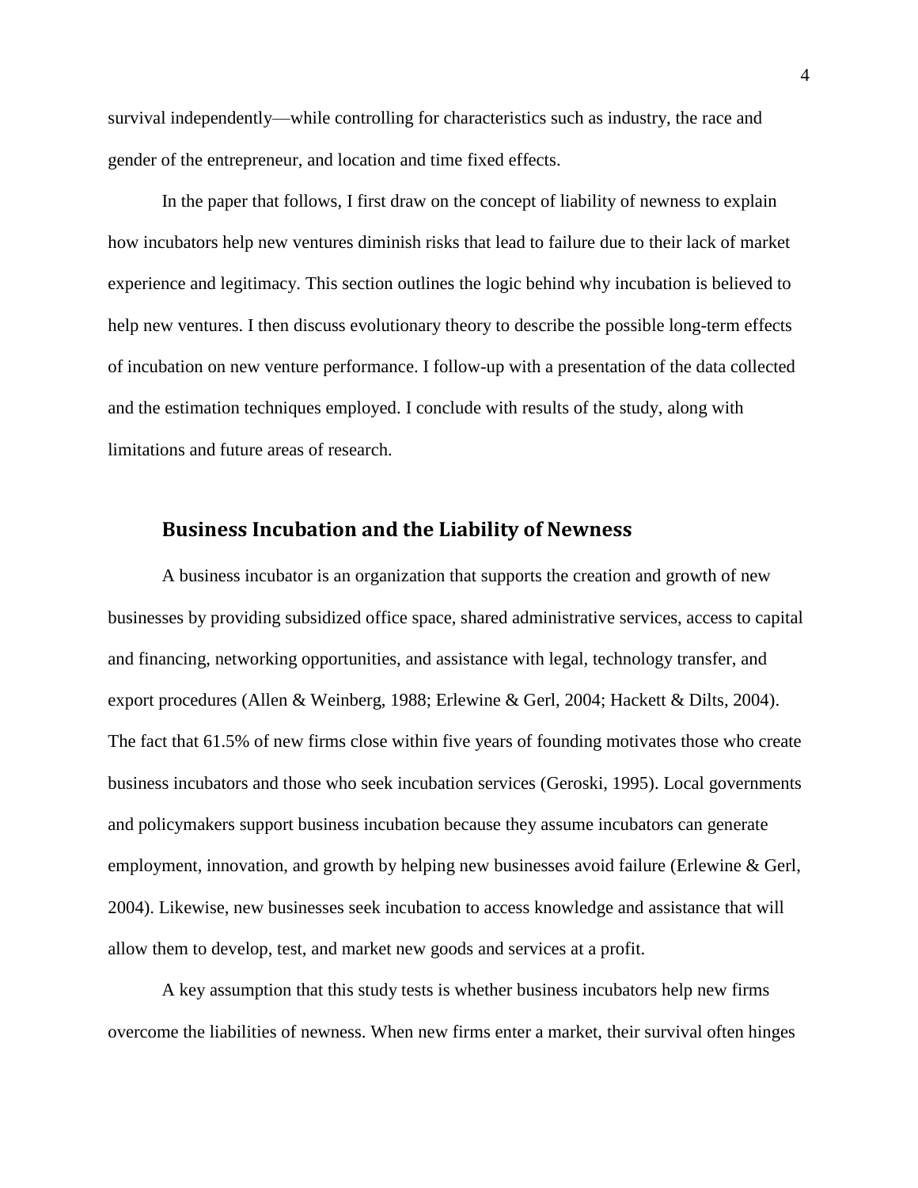survival independently—while controlling for characteristics such as industry, the race and gender of the entrepreneur, and location and time fixed effects.

In the paper that follows, I first draw on the concept of liability of newness to explain how incubators help new ventures diminish risks that lead to failure due to their lack of market experience and legitimacy. This section outlines the logic behind why incubation is believed to help new ventures. I then discuss evolutionary theory to describe the possible long-term effects of incubation on new venture performance. I follow-up with a presentation of the data collected and the estimation techniques employed. I conclude with results of the study, along with limitations and future areas of research.

## Business Incubation and the Liability of Newness

A business incubator is an organization that supports the creation and growth of new businesses by providing subsidized office space, shared administrative services, access to capital and financing, networking opportunities, and assistance with legal, technology transfer, and export procedures (Allen & Weinberg, 1988; Erlewine & Gerl, 2004; Hackett & Dilts, 2004). The fact that 61.5% of new firms close within five years of founding motivates those who create business incubators and those who seek incubation services (Geroski, 1995). Local governments and policymakers support business incubation because they assume incubators can generate employment, innovation, and growth by helping new businesses avoid failure (Erlewine & Gerl, 2004). Likewise, new businesses seek incubation to access knowledge and assistance that will allow them to develop, test, and market new goods and services at a profit.

A key assumption that this study tests is whether business incubators help new firms overcome the liabilities of newness. When new firms enter a market, their survival often hinges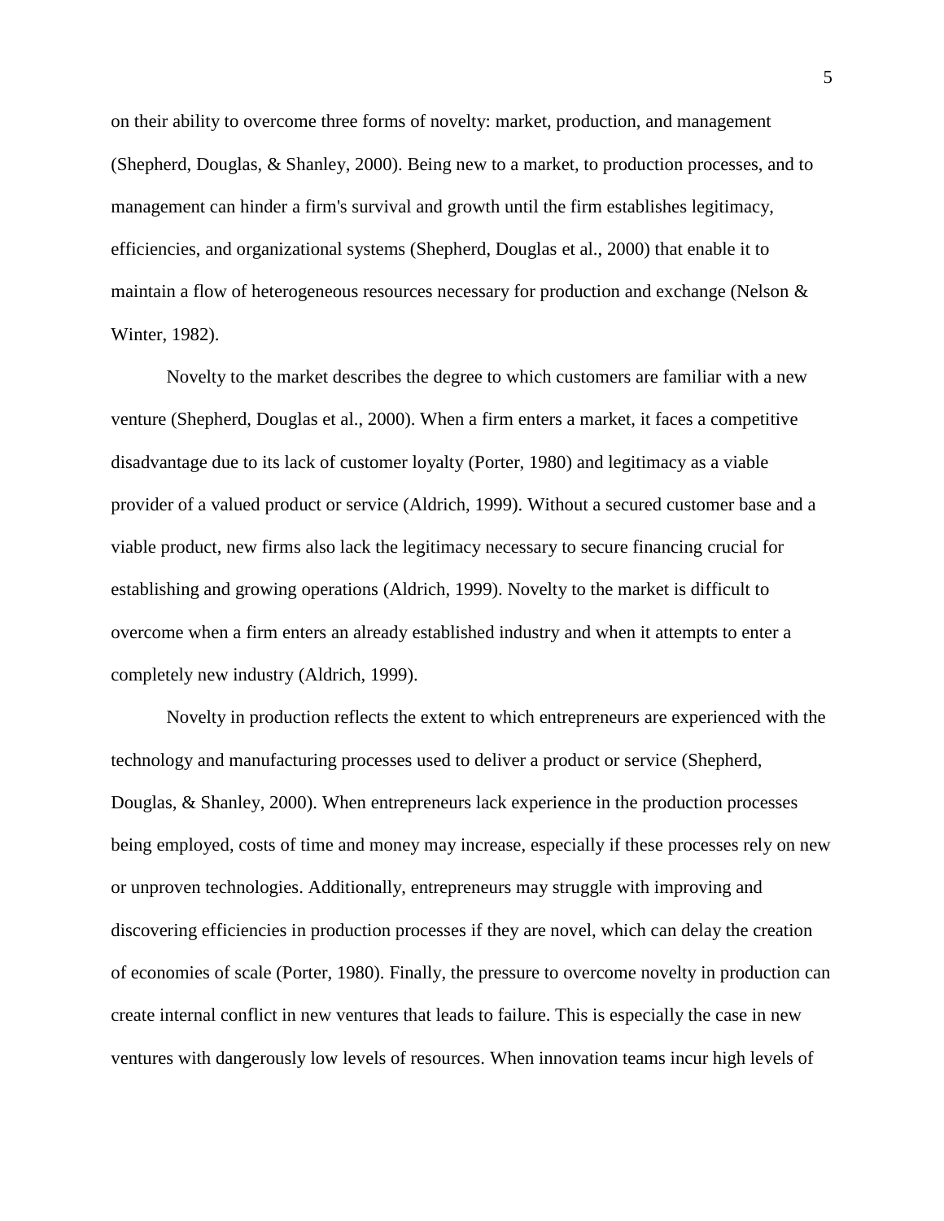on their ability to overcome three forms of novelty: market, production, and management (Shepherd, Douglas, & Shanley, 2000). Being new to a market, to production processes, and to management can hinder a firm's survival and growth until the firm establishes legitimacy, efficiencies, and organizational systems (Shepherd, Douglas et al., 2000) that enable it to maintain a flow of heterogeneous resources necessary for production and exchange (Nelson & Winter, 1982).

Novelty to the market describes the degree to which customers are familiar with a new venture (Shepherd, Douglas et al., 2000). When a firm enters a market, it faces a competitive disadvantage due to its lack of customer loyalty (Porter, 1980) and legitimacy as a viable provider of a valued product or service (Aldrich, 1999). Without a secured customer base and a viable product, new firms also lack the legitimacy necessary to secure financing crucial for establishing and growing operations (Aldrich, 1999). Novelty to the market is difficult to overcome when a firm enters an already established industry and when it attempts to enter a completely new industry (Aldrich, 1999).

Novelty in production reflects the extent to which entrepreneurs are experienced with the technology and manufacturing processes used to deliver a product or service (Shepherd, Douglas, & Shanley, 2000). When entrepreneurs lack experience in the production processes being employed, costs of time and money may increase, especially if these processes rely on new or unproven technologies. Additionally, entrepreneurs may struggle with improving and discovering efficiencies in production processes if they are novel, which can delay the creation of economies of scale (Porter, 1980). Finally, the pressure to overcome novelty in production can create internal conflict in new ventures that leads to failure. This is especially the case in new ventures with dangerously low levels of resources. When innovation teams incur high levels of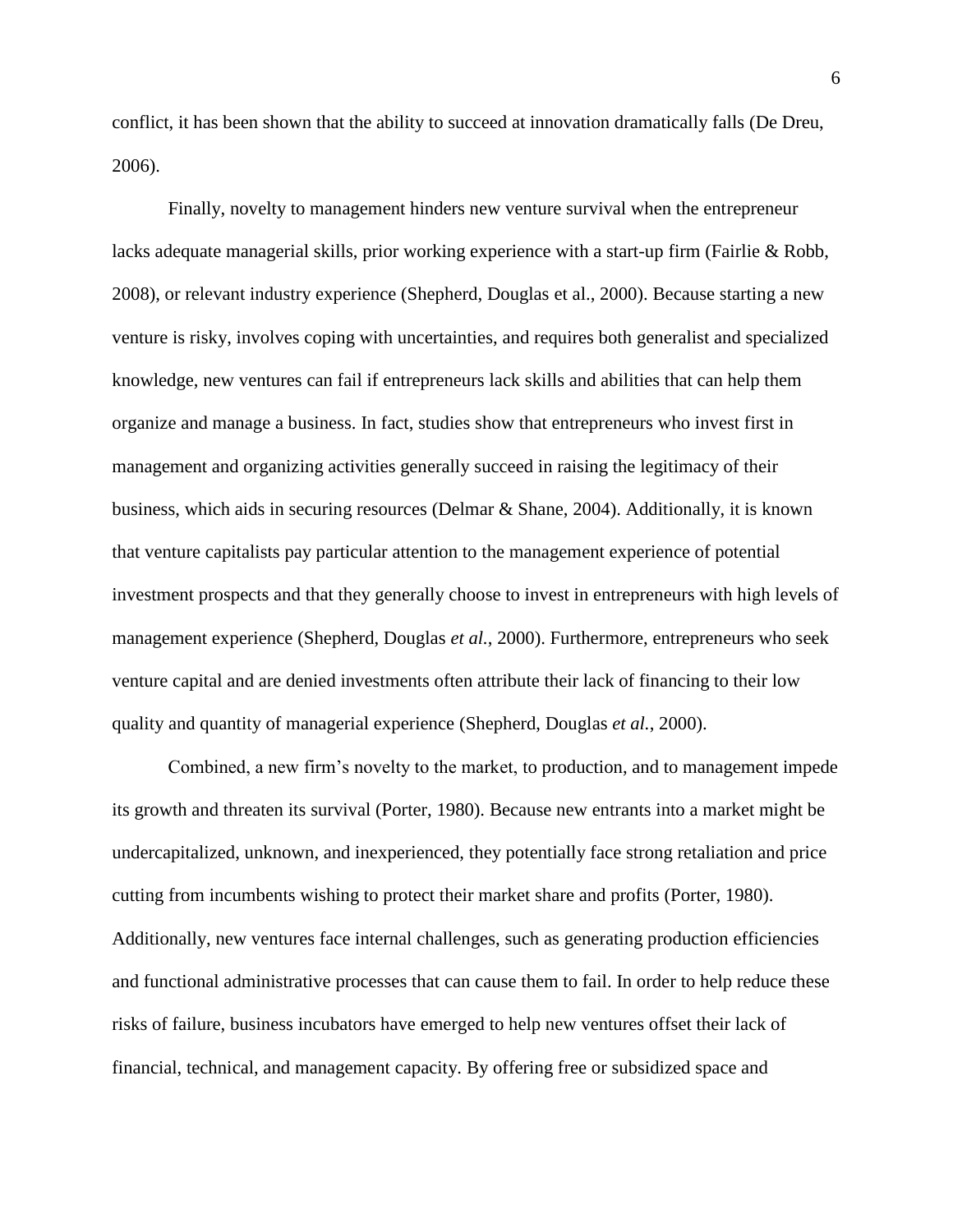conflict, it has been shown that the ability to succeed at innovation dramatically falls (De Dreu, 2006).

Finally, novelty to management hinders new venture survival when the entrepreneur lacks adequate managerial skills, prior working experience with a start-up firm (Fairlie & Robb, 2008), or relevant industry experience (Shepherd, Douglas et al., 2000). Because starting a new venture is risky, involves coping with uncertainties, and requires both generalist and specialized knowledge, new ventures can fail if entrepreneurs lack skills and abilities that can help them organize and manage a business. In fact, studies show that entrepreneurs who invest first in management and organizing activities generally succeed in raising the legitimacy of their business, which aids in securing resources (Delmar & Shane, 2004). Additionally, it is known that venture capitalists pay particular attention to the management experience of potential investment prospects and that they generally choose to invest in entrepreneurs with high levels of management experience (Shepherd, Douglas *et al.*, 2000). Furthermore, entrepreneurs who seek venture capital and are denied investments often attribute their lack of financing to their low quality and quantity of managerial experience (Shepherd, Douglas *et al.*, 2000).

Combined, a new firm's novelty to the market, to production, and to management impede its growth and threaten its survival (Porter, 1980). Because new entrants into a market might be undercapitalized, unknown, and inexperienced, they potentially face strong retaliation and price cutting from incumbents wishing to protect their market share and profits (Porter, 1980). Additionally, new ventures face internal challenges, such as generating production efficiencies and functional administrative processes that can cause them to fail. In order to help reduce these risks of failure, business incubators have emerged to help new ventures offset their lack of financial, technical, and management capacity. By offering free or subsidized space and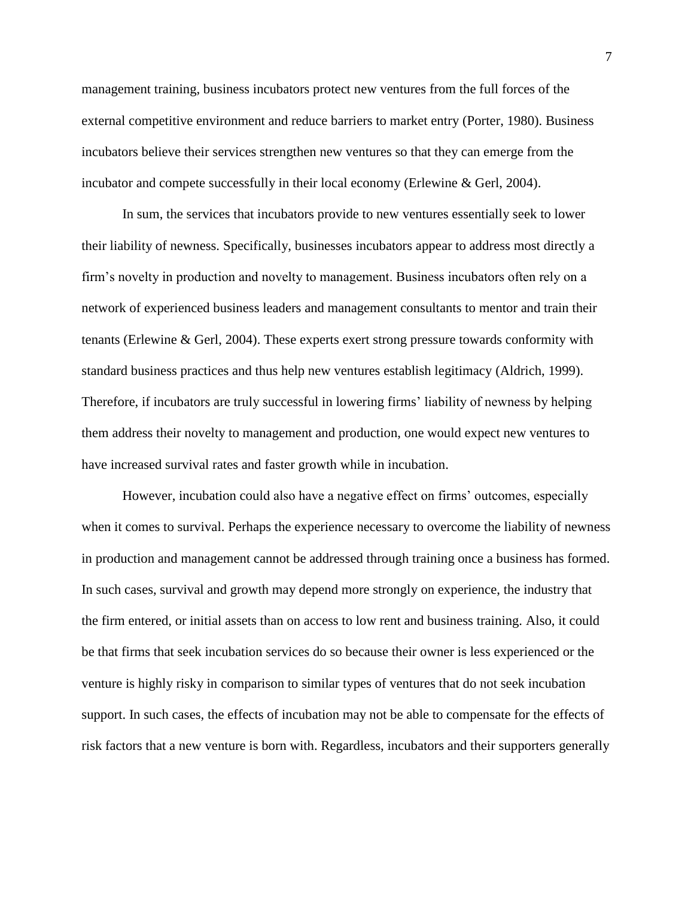management training, business incubators protect new ventures from the full forces of the external competitive environment and reduce barriers to market entry (Porter, 1980). Business incubators believe their services strengthen new ventures so that they can emerge from the incubator and compete successfully in their local economy (Erlewine & Gerl, 2004).

In sum, the services that incubators provide to new ventures essentially seek to lower their liability of newness. Specifically, businesses incubators appear to address most directly a firm's novelty in production and novelty to management. Business incubators often rely on a network of experienced business leaders and management consultants to mentor and train their tenants (Erlewine & Gerl, 2004). These experts exert strong pressure towards conformity with standard business practices and thus help new ventures establish legitimacy (Aldrich, 1999). Therefore, if incubators are truly successful in lowering firms' liability of newness by helping them address their novelty to management and production, one would expect new ventures to have increased survival rates and faster growth while in incubation.

However, incubation could also have a negative effect on firms' outcomes, especially when it comes to survival. Perhaps the experience necessary to overcome the liability of newness in production and management cannot be addressed through training once a business has formed. In such cases, survival and growth may depend more strongly on experience, the industry that the firm entered, or initial assets than on access to low rent and business training. Also, it could be that firms that seek incubation services do so because their owner is less experienced or the venture is highly risky in comparison to similar types of ventures that do not seek incubation support. In such cases, the effects of incubation may not be able to compensate for the effects of risk factors that a new venture is born with. Regardless, incubators and their supporters generally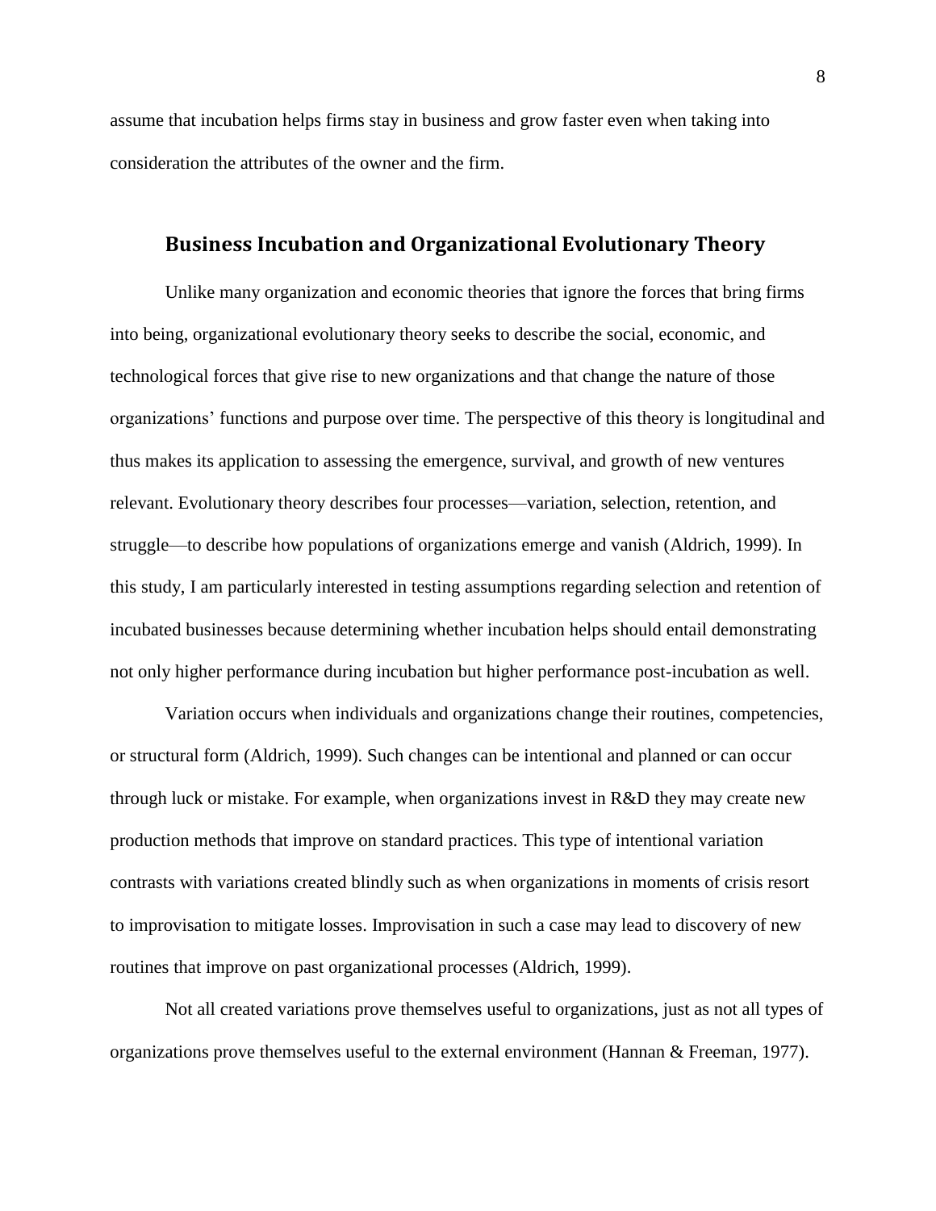assume that incubation helps firms stay in business and grow faster even when taking into consideration the attributes of the owner and the firm.

## Business Incubation and Organizational Evolutionary Theory

Unlike many organization and economic theories that ignore the forces that bring firms into being, organizational evolutionary theory seeks to describe the social, economic, and technological forces that give rise to new organizations and that change the nature of those organizations' functions and purpose over time. The perspective of this theory is longitudinal and thus makes its application to assessing the emergence, survival, and growth of new ventures relevant. Evolutionary theory describes four processes—variation, selection, retention, and struggle—to describe how populations of organizations emerge and vanish (Aldrich, 1999). In this study, I am particularly interested in testing assumptions regarding selection and retention of incubated businesses because determining whether incubation helps should entail demonstrating not only higher performance during incubation but higher performance post-incubation as well.

Variation occurs when individuals and organizations change their routines, competencies, or structural form (Aldrich, 1999). Such changes can be intentional and planned or can occur through luck or mistake. For example, when organizations invest in R&D they may create new production methods that improve on standard practices. This type of intentional variation contrasts with variations created blindly such as when organizations in moments of crisis resort to improvisation to mitigate losses. Improvisation in such a case may lead to discovery of new routines that improve on past organizational processes (Aldrich, 1999).

Not all created variations prove themselves useful to organizations, just as not all types of organizations prove themselves useful to the external environment (Hannan & Freeman, 1977).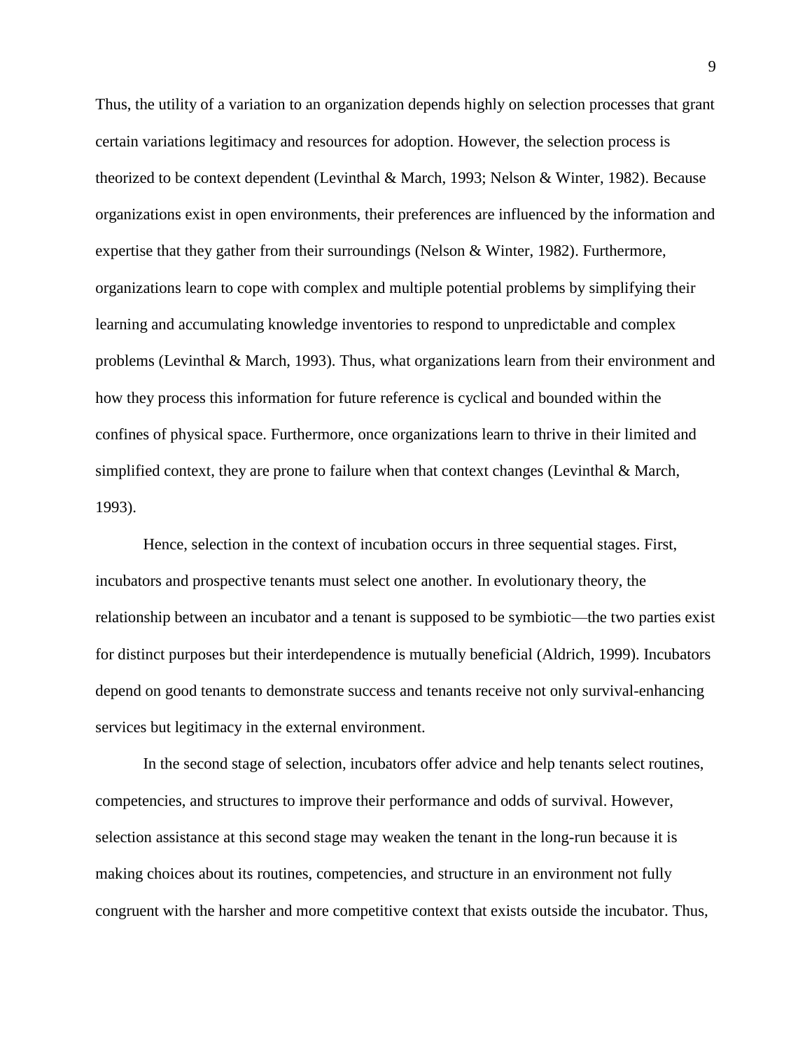Thus, the utility of a variation to an organization depends highly on selection processes that grant certain variations legitimacy and resources for adoption. However, the selection process is theorized to be context dependent (Levinthal & March, 1993; Nelson & Winter, 1982). Because organizations exist in open environments, their preferences are influenced by the information and expertise that they gather from their surroundings (Nelson & Winter, 1982). Furthermore, organizations learn to cope with complex and multiple potential problems by simplifying their learning and accumulating knowledge inventories to respond to unpredictable and complex problems (Levinthal & March, 1993). Thus, what organizations learn from their environment and how they process this information for future reference is cyclical and bounded within the confines of physical space. Furthermore, once organizations learn to thrive in their limited and simplified context, they are prone to failure when that context changes (Levinthal & March, 1993).

Hence, selection in the context of incubation occurs in three sequential stages. First, incubators and prospective tenants must select one another. In evolutionary theory, the relationship between an incubator and a tenant is supposed to be symbiotic—the two parties exist for distinct purposes but their interdependence is mutually beneficial (Aldrich, 1999). Incubators depend on good tenants to demonstrate success and tenants receive not only survival-enhancing services but legitimacy in the external environment.

In the second stage of selection, incubators offer advice and help tenants select routines, competencies, and structures to improve their performance and odds of survival. However, selection assistance at this second stage may weaken the tenant in the long-run because it is making choices about its routines, competencies, and structure in an environment not fully congruent with the harsher and more competitive context that exists outside the incubator. Thus,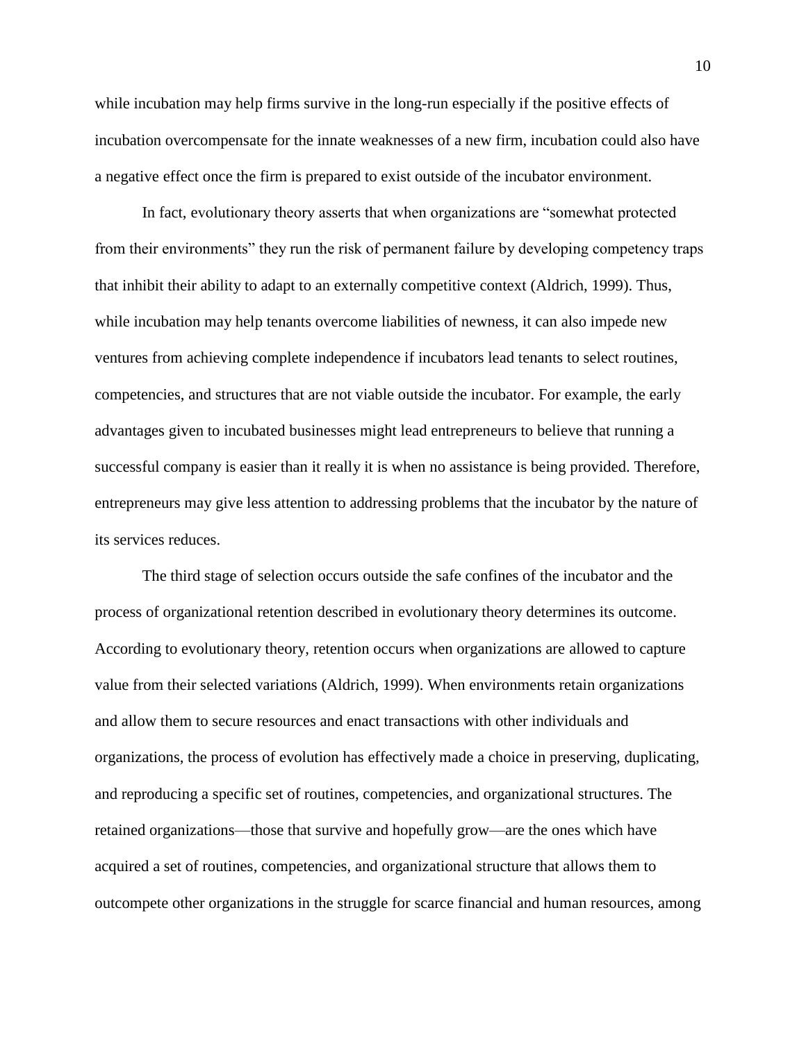while incubation may help firms survive in the long-run especially if the positive effects of incubation overcompensate for the innate weaknesses of a new firm, incubation could also have a negative effect once the firm is prepared to exist outside of the incubator environment.

In fact, evolutionary theory asserts that when organizations are "somewhat protected from their environments" they run the risk of permanent failure by developing competency traps that inhibit their ability to adapt to an externally competitive context (Aldrich, 1999). Thus, while incubation may help tenants overcome liabilities of newness, it can also impede new ventures from achieving complete independence if incubators lead tenants to select routines, competencies, and structures that are not viable outside the incubator. For example, the early advantages given to incubated businesses might lead entrepreneurs to believe that running a successful company is easier than it really it is when no assistance is being provided. Therefore, entrepreneurs may give less attention to addressing problems that the incubator by the nature of its services reduces.

The third stage of selection occurs outside the safe confines of the incubator and the process of organizational retention described in evolutionary theory determines its outcome. According to evolutionary theory, retention occurs when organizations are allowed to capture value from their selected variations (Aldrich, 1999). When environments retain organizations and allow them to secure resources and enact transactions with other individuals and organizations, the process of evolution has effectively made a choice in preserving, duplicating, and reproducing a specific set of routines, competencies, and organizational structures. The retained organizations—those that survive and hopefully grow—are the ones which have acquired a set of routines, competencies, and organizational structure that allows them to outcompete other organizations in the struggle for scarce financial and human resources, among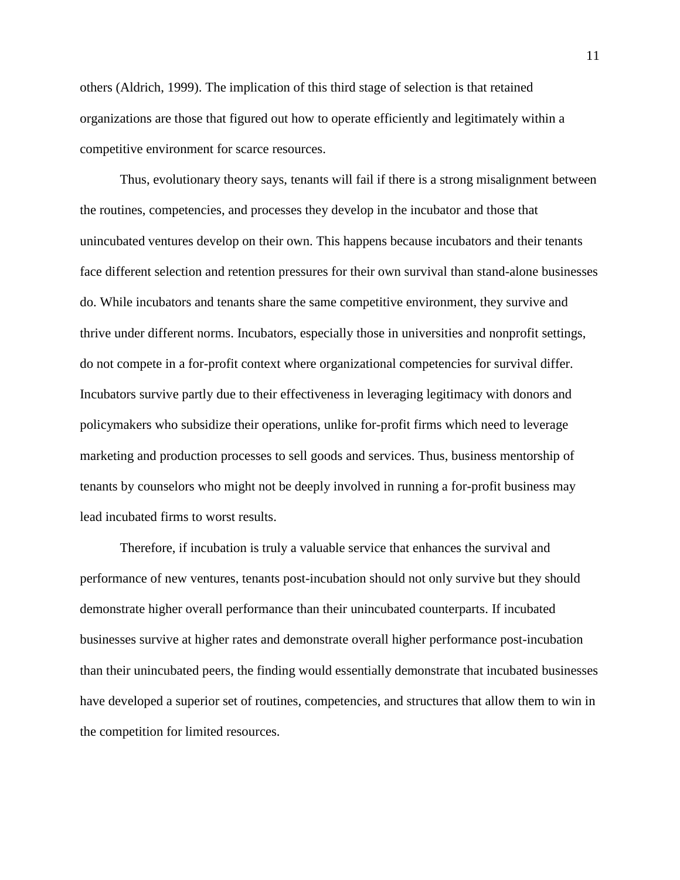others (Aldrich, 1999). The implication of this third stage of selection is that retained organizations are those that figured out how to operate efficiently and legitimately within a competitive environment for scarce resources.

Thus, evolutionary theory says, tenants will fail if there is a strong misalignment between the routines, competencies, and processes they develop in the incubator and those that unincubated ventures develop on their own. This happens because incubators and their tenants face different selection and retention pressures for their own survival than stand-alone businesses do. While incubators and tenants share the same competitive environment, they survive and thrive under different norms. Incubators, especially those in universities and nonprofit settings, do not compete in a for-profit context where organizational competencies for survival differ. Incubators survive partly due to their effectiveness in leveraging legitimacy with donors and policymakers who subsidize their operations, unlike for-profit firms which need to leverage marketing and production processes to sell goods and services. Thus, business mentorship of tenants by counselors who might not be deeply involved in running a for-profit business may lead incubated firms to worst results.

Therefore, if incubation is truly a valuable service that enhances the survival and performance of new ventures, tenants post-incubation should not only survive but they should demonstrate higher overall performance than their unincubated counterparts. If incubated businesses survive at higher rates and demonstrate overall higher performance post-incubation than their unincubated peers, the finding would essentially demonstrate that incubated businesses have developed a superior set of routines, competencies, and structures that allow them to win in the competition for limited resources.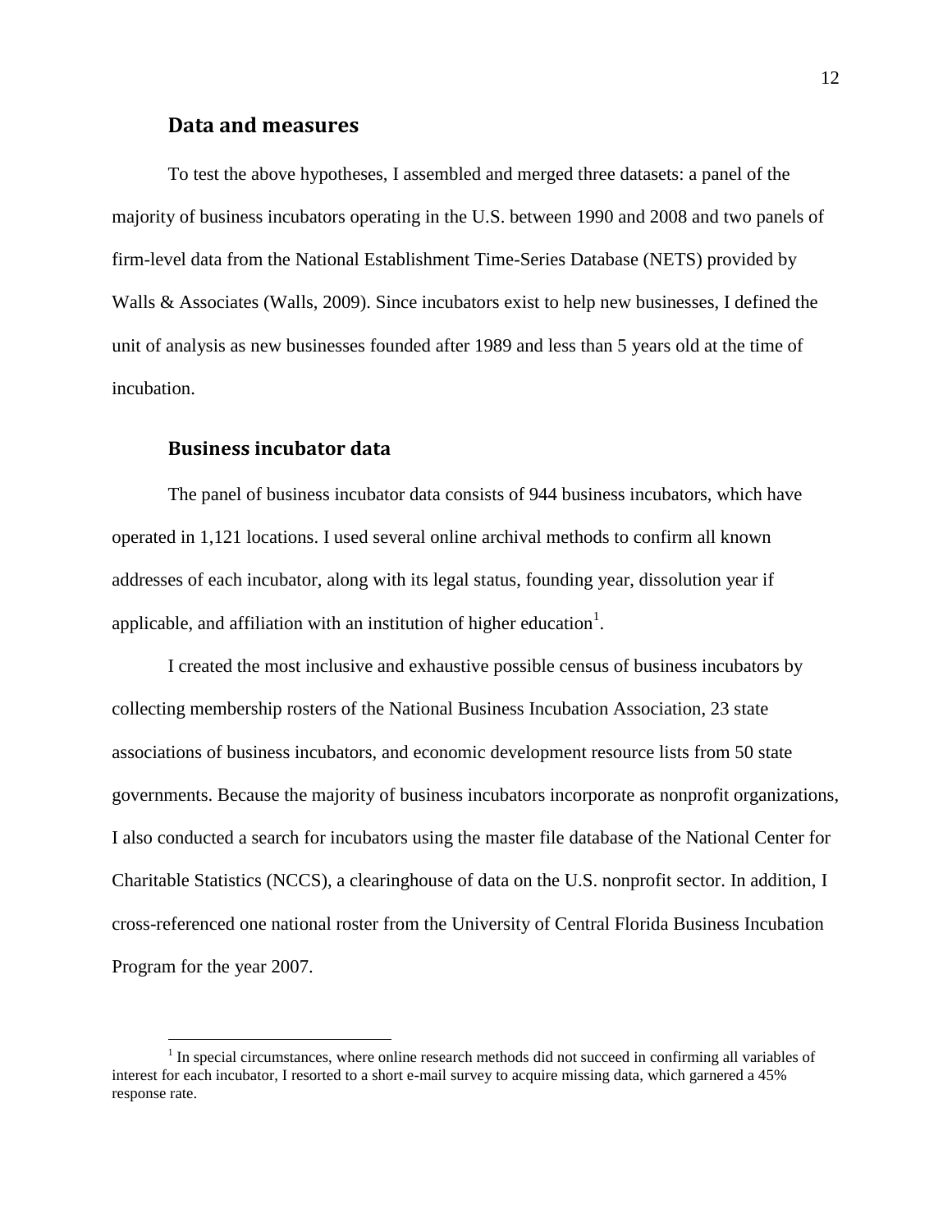## Data and measures

To test the above hypotheses, I assembled and merged three datasets: a panel of the majority of business incubators operating in the U.S. between 1990 and 2008 and two panels of firm-level data from the National Establishment Time-Series Database (NETS) provided by Walls & Associates (Walls, 2009). Since incubators exist to help new businesses, I defined the unit of analysis as new businesses founded after 1989 and less than 5 years old at the time of incubation.

### Business incubator data

The panel of business incubator data consists of 944 business incubators, which have operated in 1,121 locations. I used several online archival methods to confirm all known addresses of each incubator, along with its legal status, founding year, dissolution year if applicable, and affiliation with an institution of higher education[1].

I created the most inclusive and exhaustive possible census of business incubators by collecting membership rosters of the National Business Incubation Association, 23 state associations of business incubators, and economic development resource lists from 50 state governments. Because the majority of business incubators incorporate as nonprofit organizations, I also conducted a search for incubators using the master file database of the National Center for Charitable Statistics (NCCS), a clearinghouse of data on the U.S. nonprofit sector. In addition, I cross-referenced one national roster from the University of Central Florida Business Incubation Program for the year 2007.

[1] In special circumstances, where online research methods did not succeed in confirming all variables of interest for each incubator, I resorted to a short e-mail survey to acquire missing data, which garnered a 45% response rate.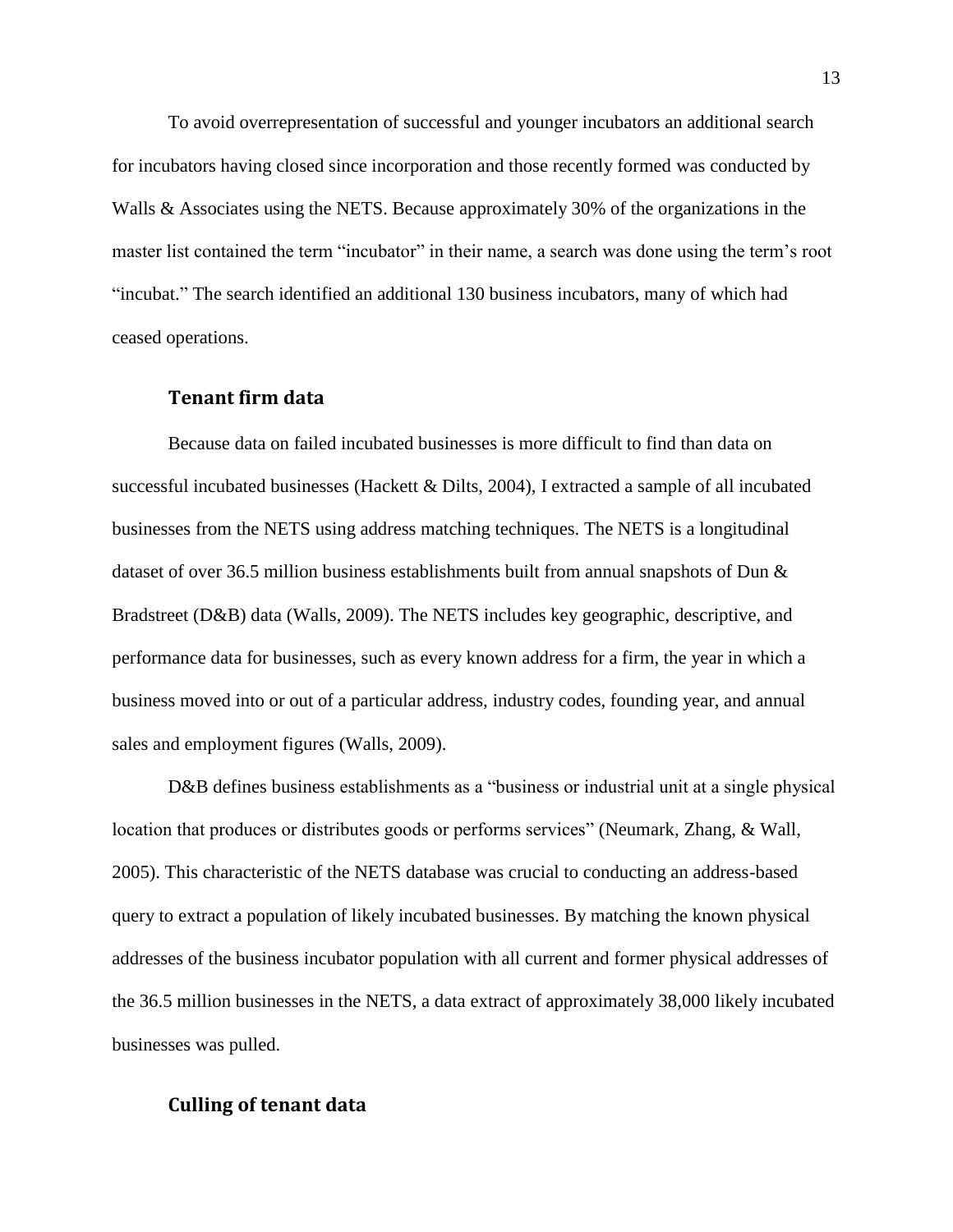To avoid overrepresentation of successful and younger incubators an additional search for incubators having closed since incorporation and those recently formed was conducted by Walls & Associates using the NETS. Because approximately 30% of the organizations in the master list contained the term "incubator" in their name, a search was done using the term's root "incubat." The search identified an additional 130 business incubators, many of which had ceased operations.

### Tenant firm data

Because data on failed incubated businesses is more difficult to find than data on successful incubated businesses (Hackett & Dilts, 2004), I extracted a sample of all incubated businesses from the NETS using address matching techniques. The NETS is a longitudinal dataset of over 36.5 million business establishments built from annual snapshots of Dun & Bradstreet (D&B) data (Walls, 2009). The NETS includes key geographic, descriptive, and performance data for businesses, such as every known address for a firm, the year in which a business moved into or out of a particular address, industry codes, founding year, and annual sales and employment figures (Walls, 2009).

D&B defines business establishments as a "business or industrial unit at a single physical location that produces or distributes goods or performs services" (Neumark, Zhang, & Wall, 2005). This characteristic of the NETS database was crucial to conducting an address-based query to extract a population of likely incubated businesses. By matching the known physical addresses of the business incubator population with all current and former physical addresses of the 36.5 million businesses in the NETS, a data extract of approximately 38,000 likely incubated businesses was pulled.

### Culling of tenant data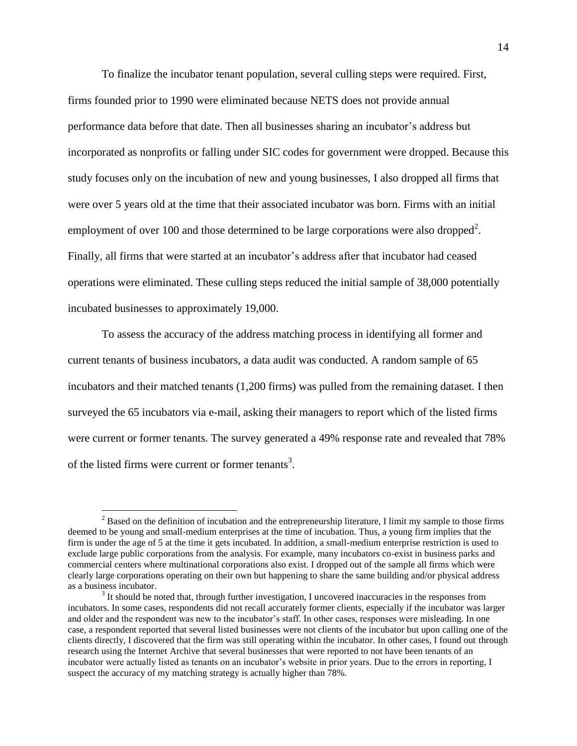To finalize the incubator tenant population, several culling steps were required. First, firms founded prior to 1990 were eliminated because NETS does not provide annual performance data before that date. Then all businesses sharing an incubator's address but incorporated as nonprofits or falling under SIC codes for government were dropped. Because this study focuses only on the incubation of new and young businesses, I also dropped all firms that were over 5 years old at the time that their associated incubator was born. Firms with an initial employment of over 100 and those determined to be large corporations were also dropped[2]. Finally, all firms that were started at an incubator's address after that incubator had ceased operations were eliminated. These culling steps reduced the initial sample of 38,000 potentially incubated businesses to approximately 19,000.

To assess the accuracy of the address matching process in identifying all former and current tenants of business incubators, a data audit was conducted. A random sample of 65 incubators and their matched tenants (1,200 firms) was pulled from the remaining dataset. I then surveyed the 65 incubators via e-mail, asking their managers to report which of the listed firms were current or former tenants. The survey generated a 49% response rate and revealed that 78% of the listed firms were current or former tenants[3].

[2] Based on the definition of incubation and the entrepreneurship literature, I limit my sample to those firms deemed to be young and small-medium enterprises at the time of incubation. Thus, a young firm implies that the firm is under the age of 5 at the time it gets incubated. In addition, a small-medium enterprise restriction is used to exclude large public corporations from the analysis. For example, many incubators co-exist in business parks and commercial centers where multinational corporations also exist. I dropped out of the sample all firms which were clearly large corporations operating on their own but happening to share the same building and/or physical address as a business incubator.

[3] It should be noted that, through further investigation, I uncovered inaccuracies in the responses from incubators. In some cases, respondents did not recall accurately former clients, especially if the incubator was larger and older and the respondent was new to the incubator's staff. In other cases, responses were misleading. In one case, a respondent reported that several listed businesses were not clients of the incubator but upon calling one of the clients directly, I discovered that the firm was still operating within the incubator. In other cases, I found out through research using the Internet Archive that several businesses that were reported to not have been tenants of an incubator were actually listed as tenants on an incubator's website in prior years. Due to the errors in reporting, I suspect the accuracy of my matching strategy is actually higher than 78%.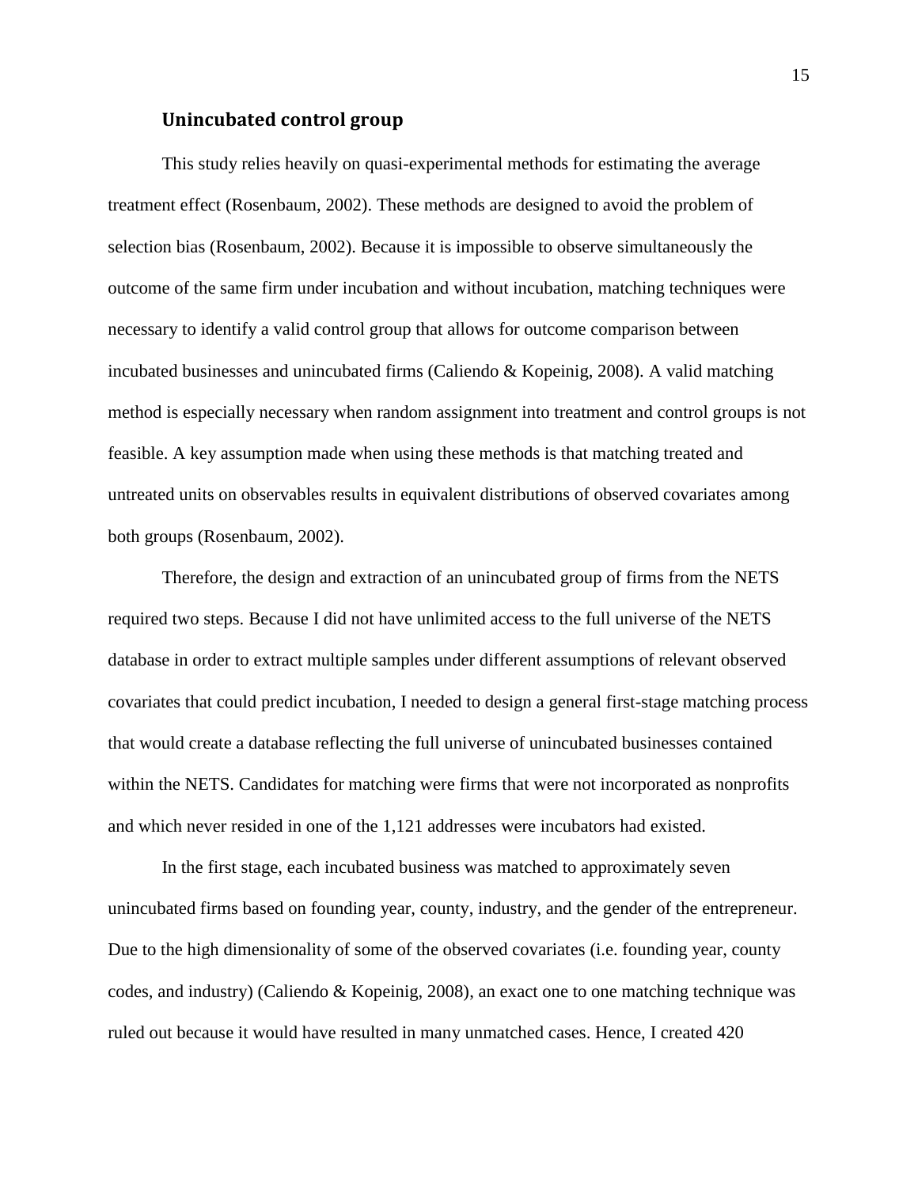### Unincubated control group

This study relies heavily on quasi-experimental methods for estimating the average treatment effect (Rosenbaum, 2002). These methods are designed to avoid the problem of selection bias (Rosenbaum, 2002). Because it is impossible to observe simultaneously the outcome of the same firm under incubation and without incubation, matching techniques were necessary to identify a valid control group that allows for outcome comparison between incubated businesses and unincubated firms (Caliendo & Kopeinig, 2008). A valid matching method is especially necessary when random assignment into treatment and control groups is not feasible. A key assumption made when using these methods is that matching treated and untreated units on observables results in equivalent distributions of observed covariates among both groups (Rosenbaum, 2002).

Therefore, the design and extraction of an unincubated group of firms from the NETS required two steps. Because I did not have unlimited access to the full universe of the NETS database in order to extract multiple samples under different assumptions of relevant observed covariates that could predict incubation, I needed to design a general first-stage matching process that would create a database reflecting the full universe of unincubated businesses contained within the NETS. Candidates for matching were firms that were not incorporated as nonprofits and which never resided in one of the 1,121 addresses were incubators had existed.

In the first stage, each incubated business was matched to approximately seven unincubated firms based on founding year, county, industry, and the gender of the entrepreneur. Due to the high dimensionality of some of the observed covariates (i.e. founding year, county codes, and industry) (Caliendo & Kopeinig, 2008), an exact one to one matching technique was ruled out because it would have resulted in many unmatched cases. Hence, I created 420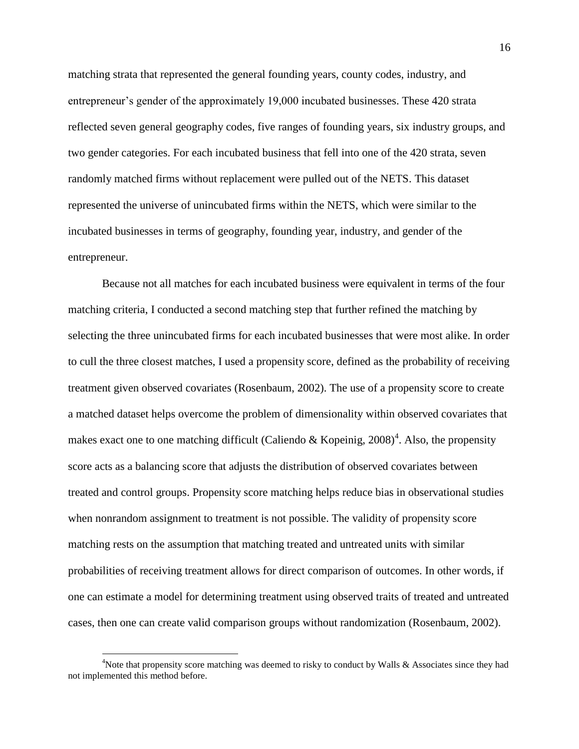matching strata that represented the general founding years, county codes, industry, and entrepreneur's gender of the approximately 19,000 incubated businesses. These 420 strata reflected seven general geography codes, five ranges of founding years, six industry groups, and two gender categories. For each incubated business that fell into one of the 420 strata, seven randomly matched firms without replacement were pulled out of the NETS. This dataset represented the universe of unincubated firms within the NETS, which were similar to the incubated businesses in terms of geography, founding year, industry, and gender of the entrepreneur.

Because not all matches for each incubated business were equivalent in terms of the four matching criteria, I conducted a second matching step that further refined the matching by selecting the three unincubated firms for each incubated businesses that were most alike. In order to cull the three closest matches, I used a propensity score, defined as the probability of receiving treatment given observed covariates (Rosenbaum, 2002). The use of a propensity score to create a matched dataset helps overcome the problem of dimensionality within observed covariates that makes exact one to one matching difficult (Caliendo & Kopeinig, 2008)[4]. Also, the propensity score acts as a balancing score that adjusts the distribution of observed covariates between treated and control groups. Propensity score matching helps reduce bias in observational studies when nonrandom assignment to treatment is not possible. The validity of propensity score matching rests on the assumption that matching treated and untreated units with similar probabilities of receiving treatment allows for direct comparison of outcomes. In other words, if one can estimate a model for determining treatment using observed traits of treated and untreated cases, then one can create valid comparison groups without randomization (Rosenbaum, 2002).

[4]Note that propensity score matching was deemed to risky to conduct by Walls & Associates since they had not implemented this method before.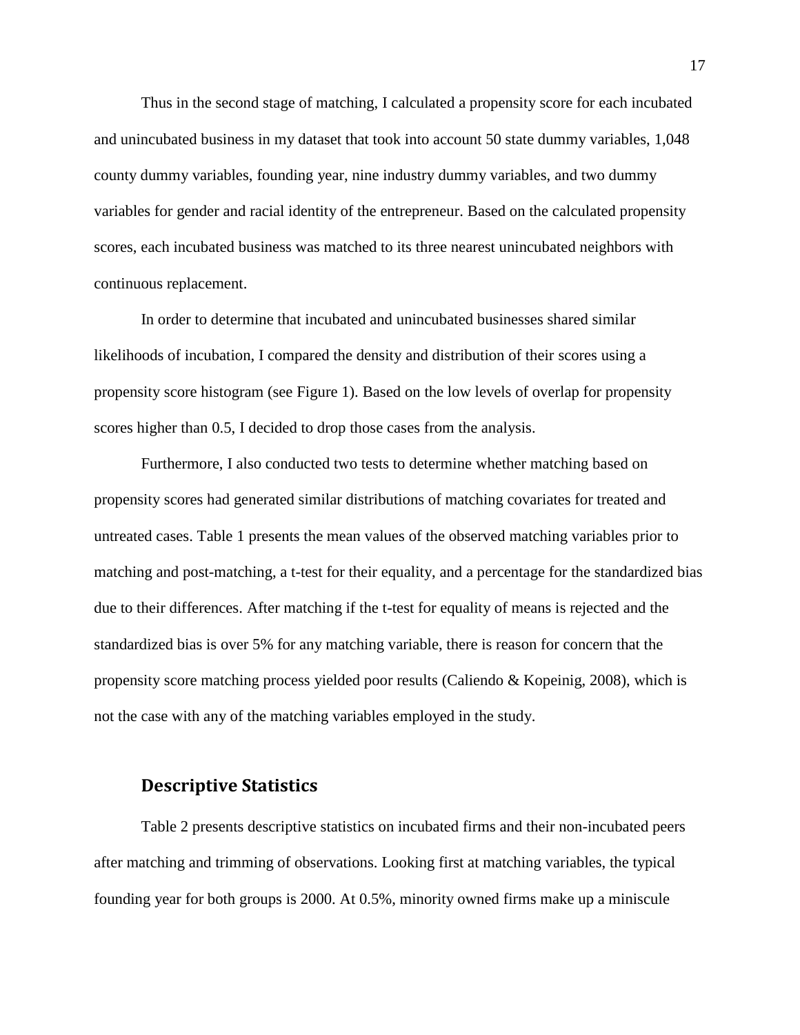Thus in the second stage of matching, I calculated a propensity score for each incubated and unincubated business in my dataset that took into account 50 state dummy variables, 1,048 county dummy variables, founding year, nine industry dummy variables, and two dummy variables for gender and racial identity of the entrepreneur. Based on the calculated propensity scores, each incubated business was matched to its three nearest unincubated neighbors with continuous replacement.

In order to determine that incubated and unincubated businesses shared similar likelihoods of incubation, I compared the density and distribution of their scores using a propensity score histogram (see Figure 1). Based on the low levels of overlap for propensity scores higher than 0.5, I decided to drop those cases from the analysis.

Furthermore, I also conducted two tests to determine whether matching based on propensity scores had generated similar distributions of matching covariates for treated and untreated cases. Table 1 presents the mean values of the observed matching variables prior to matching and post-matching, a t-test for their equality, and a percentage for the standardized bias due to their differences. After matching if the t-test for equality of means is rejected and the standardized bias is over 5% for any matching variable, there is reason for concern that the propensity score matching process yielded poor results (Caliendo & Kopeinig, 2008), which is not the case with any of the matching variables employed in the study.

## Descriptive Statistics

Table 2 presents descriptive statistics on incubated firms and their non-incubated peers after matching and trimming of observations. Looking first at matching variables, the typical founding year for both groups is 2000. At 0.5%, minority owned firms make up a miniscule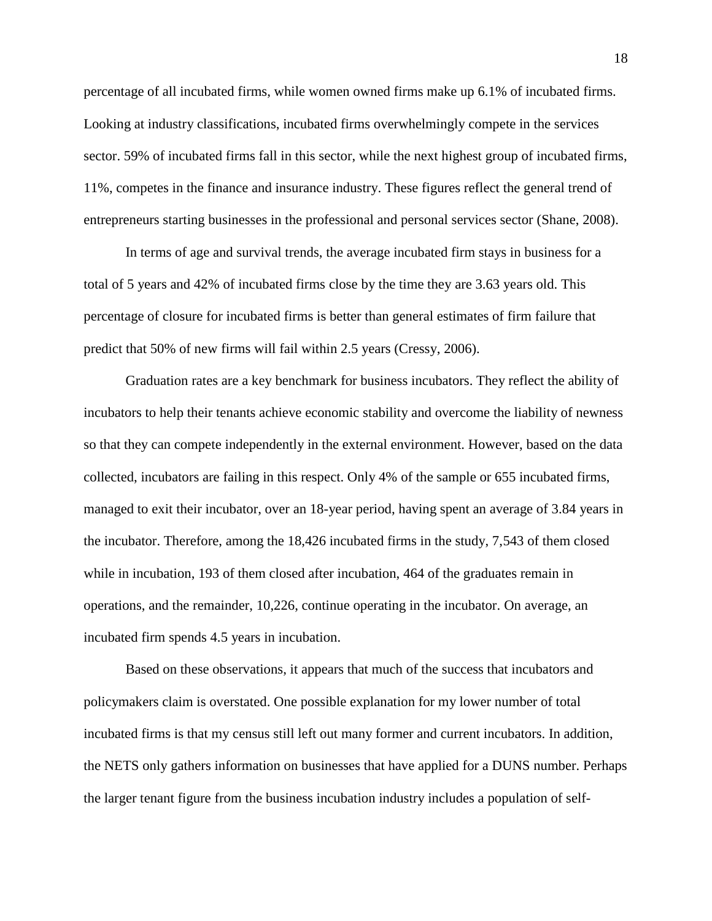percentage of all incubated firms, while women owned firms make up 6.1% of incubated firms. Looking at industry classifications, incubated firms overwhelmingly compete in the services sector. 59% of incubated firms fall in this sector, while the next highest group of incubated firms, 11%, competes in the finance and insurance industry. These figures reflect the general trend of entrepreneurs starting businesses in the professional and personal services sector (Shane, 2008).

In terms of age and survival trends, the average incubated firm stays in business for a total of 5 years and 42% of incubated firms close by the time they are 3.63 years old. This percentage of closure for incubated firms is better than general estimates of firm failure that predict that 50% of new firms will fail within 2.5 years (Cressy, 2006).

Graduation rates are a key benchmark for business incubators. They reflect the ability of incubators to help their tenants achieve economic stability and overcome the liability of newness so that they can compete independently in the external environment. However, based on the data collected, incubators are failing in this respect. Only 4% of the sample or 655 incubated firms, managed to exit their incubator, over an 18-year period, having spent an average of 3.84 years in the incubator. Therefore, among the 18,426 incubated firms in the study, 7,543 of them closed while in incubation, 193 of them closed after incubation, 464 of the graduates remain in operations, and the remainder, 10,226, continue operating in the incubator. On average, an incubated firm spends 4.5 years in incubation.

Based on these observations, it appears that much of the success that incubators and policymakers claim is overstated. One possible explanation for my lower number of total incubated firms is that my census still left out many former and current incubators. In addition, the NETS only gathers information on businesses that have applied for a DUNS number. Perhaps the larger tenant figure from the business incubation industry includes a population of self-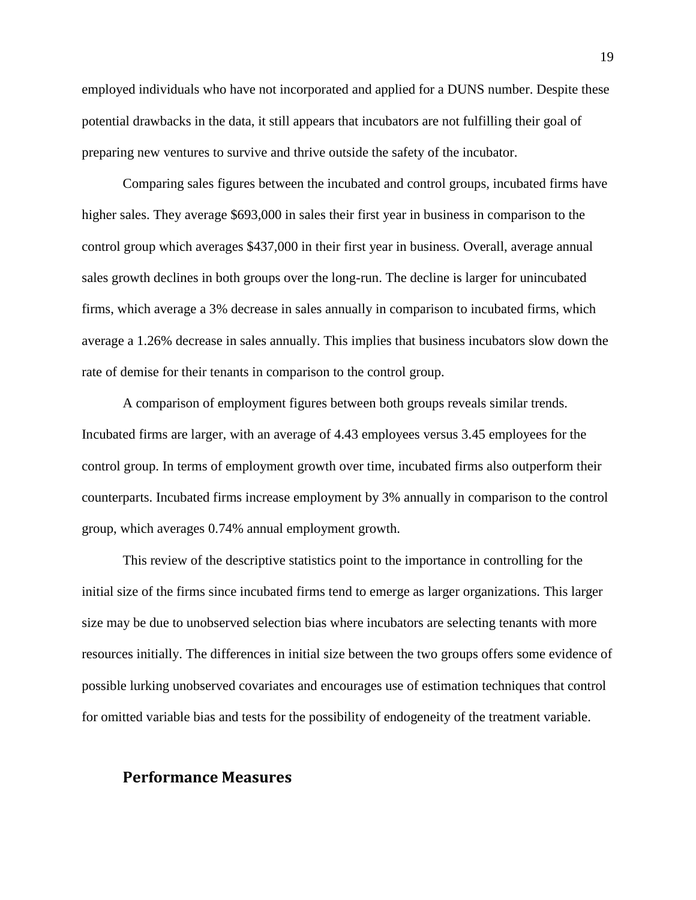employed individuals who have not incorporated and applied for a DUNS number. Despite these potential drawbacks in the data, it still appears that incubators are not fulfilling their goal of preparing new ventures to survive and thrive outside the safety of the incubator.

Comparing sales figures between the incubated and control groups, incubated firms have higher sales. They average $693,000 in sales their first year in business in comparison to the control group which averages $437,000 in their first year in business. Overall, average annual sales growth declines in both groups over the long-run. The decline is larger for unincubated firms, which average a 3% decrease in sales annually in comparison to incubated firms, which average a 1.26% decrease in sales annually. This implies that business incubators slow down the rate of demise for their tenants in comparison to the control group.

A comparison of employment figures between both groups reveals similar trends. Incubated firms are larger, with an average of 4.43 employees versus 3.45 employees for the control group. In terms of employment growth over time, incubated firms also outperform their counterparts. Incubated firms increase employment by 3% annually in comparison to the control group, which averages 0.74% annual employment growth.

This review of the descriptive statistics point to the importance in controlling for the initial size of the firms since incubated firms tend to emerge as larger organizations. This larger size may be due to unobserved selection bias where incubators are selecting tenants with more resources initially. The differences in initial size between the two groups offers some evidence of possible lurking unobserved covariates and encourages use of estimation techniques that control for omitted variable bias and tests for the possibility of endogeneity of the treatment variable.

## Performance Measures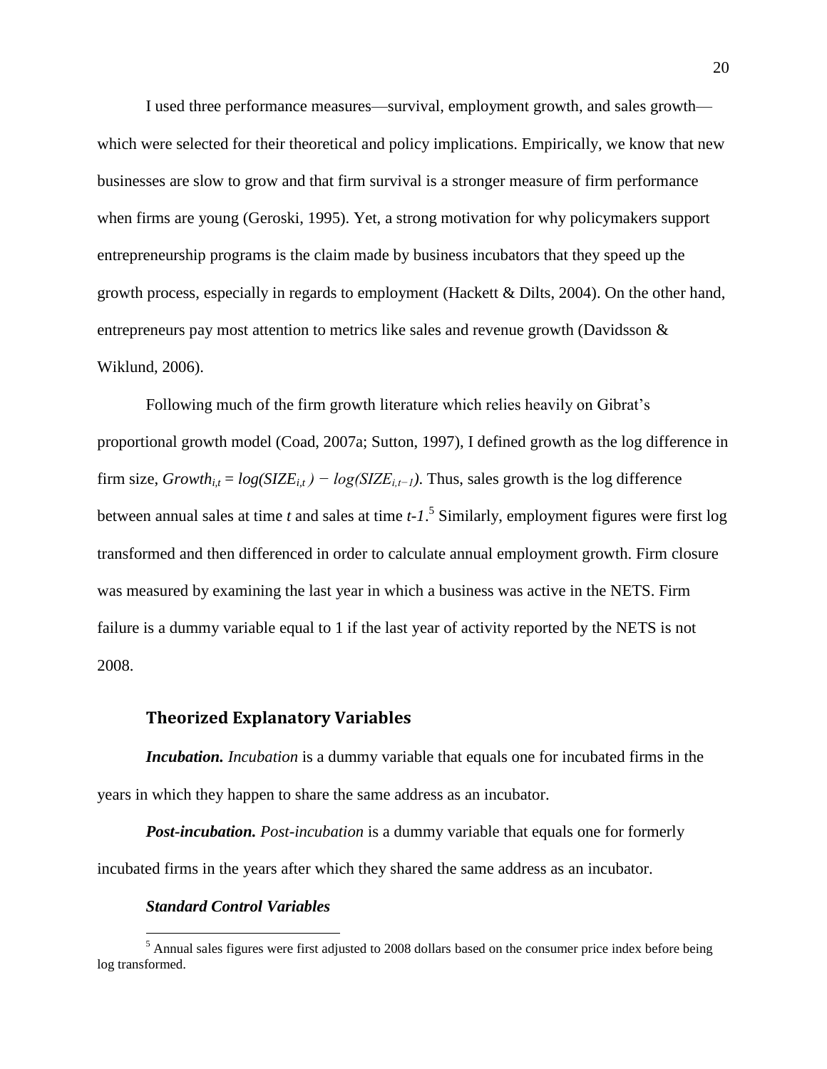I used three performance measures—survival, employment growth, and sales growth—which were selected for their theoretical and policy implications. Empirically, we know that new businesses are slow to grow and that firm survival is a stronger measure of firm performance when firms are young (Geroski, 1995). Yet, a strong motivation for why policymakers support entrepreneurship programs is the claim made by business incubators that they speed up the growth process, especially in regards to employment (Hackett & Dilts, 2004). On the other hand, entrepreneurs pay most attention to metrics like sales and revenue growth (Davidsson & Wiklund, 2006).

Following much of the firm growth literature which relies heavily on Gibrat's proportional growth model (Coad, 2007a; Sutton, 1997), I defined growth as the log difference in firm size, $Growth_{i,t} = log(SIZE_{i,t}) - log(SIZE_{i,t-1})$. Thus, sales growth is the log difference between annual sales at time $t$ and sales at time $t-1$.[5] Similarly, employment figures were first log transformed and then differenced in order to calculate annual employment growth. Firm closure was measured by examining the last year in which a business was active in the NETS. Firm failure is a dummy variable equal to 1 if the last year of activity reported by the NETS is not 2008.

## Theorized Explanatory Variables

***Incubation.*** *Incubation* is a dummy variable that equals one for incubated firms in the years in which they happen to share the same address as an incubator.

***Post-incubation.*** *Post-incubation* is a dummy variable that equals one for formerly incubated firms in the years after which they shared the same address as an incubator.

### *Standard Control Variables*

[5] Annual sales figures were first adjusted to 2008 dollars based on the consumer price index before being log transformed.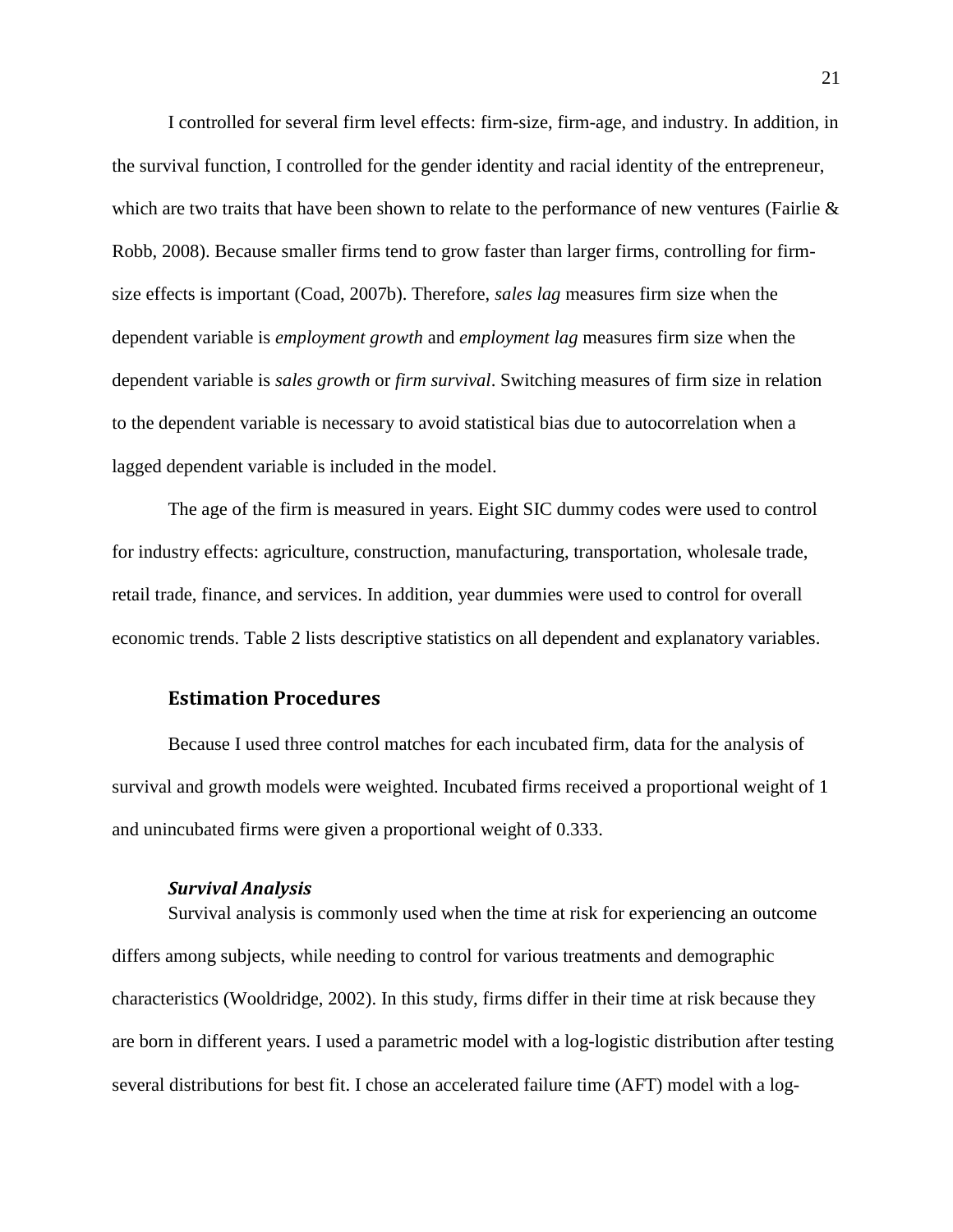I controlled for several firm level effects: firm-size, firm-age, and industry. In addition, in the survival function, I controlled for the gender identity and racial identity of the entrepreneur, which are two traits that have been shown to relate to the performance of new ventures (Fairlie & Robb, 2008). Because smaller firms tend to grow faster than larger firms, controlling for firm-size effects is important (Coad, 2007b). Therefore, *sales lag* measures firm size when the dependent variable is *employment growth* and *employment lag* measures firm size when the dependent variable is *sales growth* or *firm survival*. Switching measures of firm size in relation to the dependent variable is necessary to avoid statistical bias due to autocorrelation when a lagged dependent variable is included in the model.

The age of the firm is measured in years. Eight SIC dummy codes were used to control for industry effects: agriculture, construction, manufacturing, transportation, wholesale trade, retail trade, finance, and services. In addition, year dummies were used to control for overall economic trends. Table 2 lists descriptive statistics on all dependent and explanatory variables.

## Estimation Procedures

Because I used three control matches for each incubated firm, data for the analysis of survival and growth models were weighted. Incubated firms received a proportional weight of 1 and unincubated firms were given a proportional weight of 0.333.

### *Survival Analysis*

Survival analysis is commonly used when the time at risk for experiencing an outcome differs among subjects, while needing to control for various treatments and demographic characteristics (Wooldridge, 2002). In this study, firms differ in their time at risk because they are born in different years. I used a parametric model with a log-logistic distribution after testing several distributions for best fit. I chose an accelerated failure time (AFT) model with a log-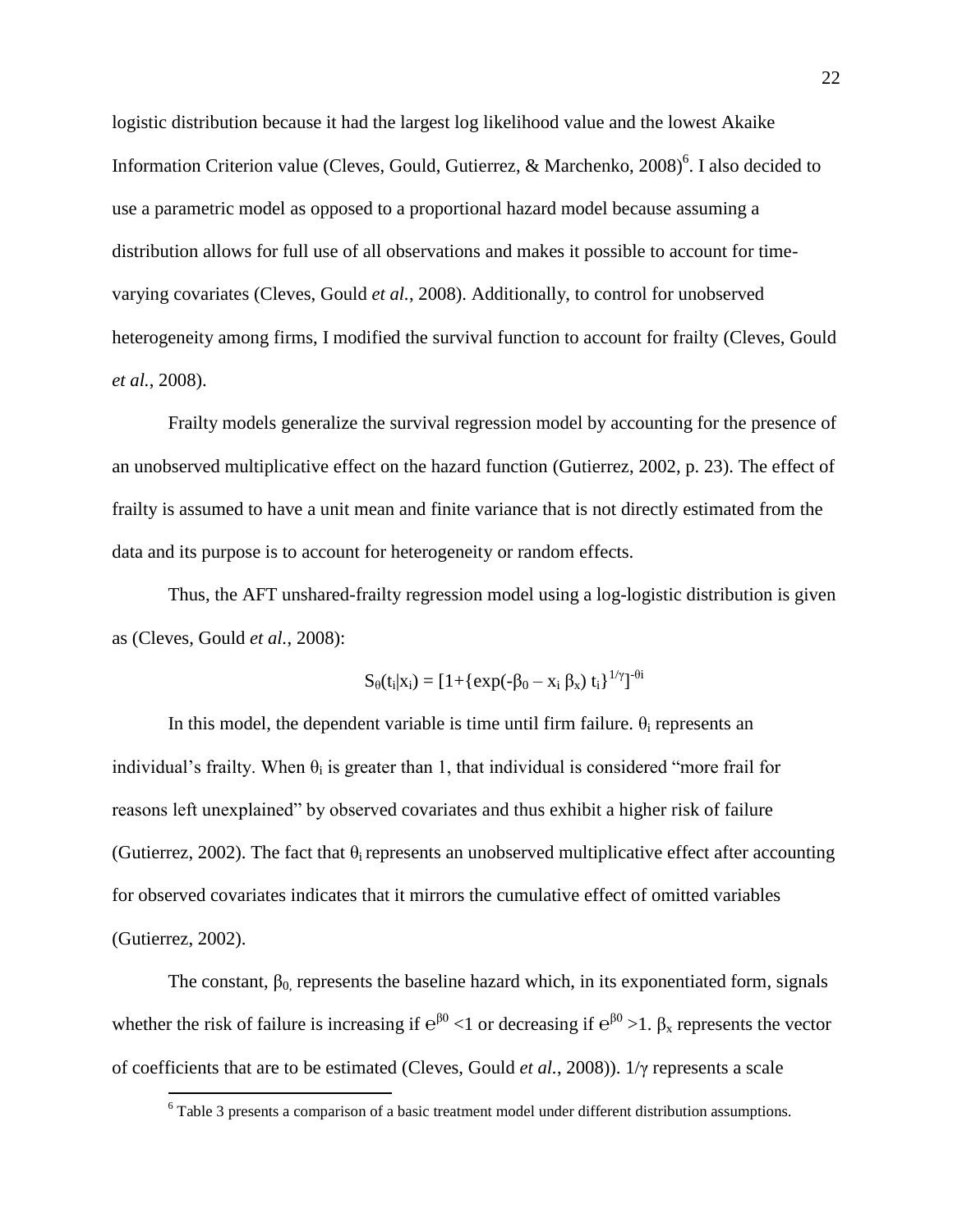logistic distribution because it had the largest log likelihood value and the lowest Akaike Information Criterion value (Cleves, Gould, Gutierrez, & Marchenko, 2008)[6]. I also decided to use a parametric model as opposed to a proportional hazard model because assuming a distribution allows for full use of all observations and makes it possible to account for time-varying covariates (Cleves, Gould *et al.*, 2008). Additionally, to control for unobserved heterogeneity among firms, I modified the survival function to account for frailty (Cleves, Gould *et al.*, 2008).

Frailty models generalize the survival regression model by accounting for the presence of an unobserved multiplicative effect on the hazard function (Gutierrez, 2002, p. 23). The effect of frailty is assumed to have a unit mean and finite variance that is not directly estimated from the data and its purpose is to account for heterogeneity or random effects.

Thus, the AFT unshared-frailty regression model using a log-logistic distribution is given as (Cleves, Gould *et al.*, 2008):

$$S_\theta(t_i|x_i) = [1+\{\exp(-\beta_0 - x_i\,\beta_x)\,t_i\}^{1/\gamma}]^{-\theta i}$$

In this model, the dependent variable is time until firm failure. $\theta_i$ represents an individual's frailty. When $\theta_i$ is greater than 1, that individual is considered "more frail for reasons left unexplained" by observed covariates and thus exhibit a higher risk of failure (Gutierrez, 2002). The fact that $\theta_i$ represents an unobserved multiplicative effect after accounting for observed covariates indicates that it mirrors the cumulative effect of omitted variables (Gutierrez, 2002).

The constant, $\beta_0$, represents the baseline hazard which, in its exponentiated form, signals whether the risk of failure is increasing if $e^{\beta 0} < 1$ or decreasing if $e^{\beta 0} > 1$. $\beta_x$ represents the vector of coefficients that are to be estimated (Cleves, Gould *et al.*, 2008)). $1/\gamma$ represents a scale

[6] Table 3 presents a comparison of a basic treatment model under different distribution assumptions.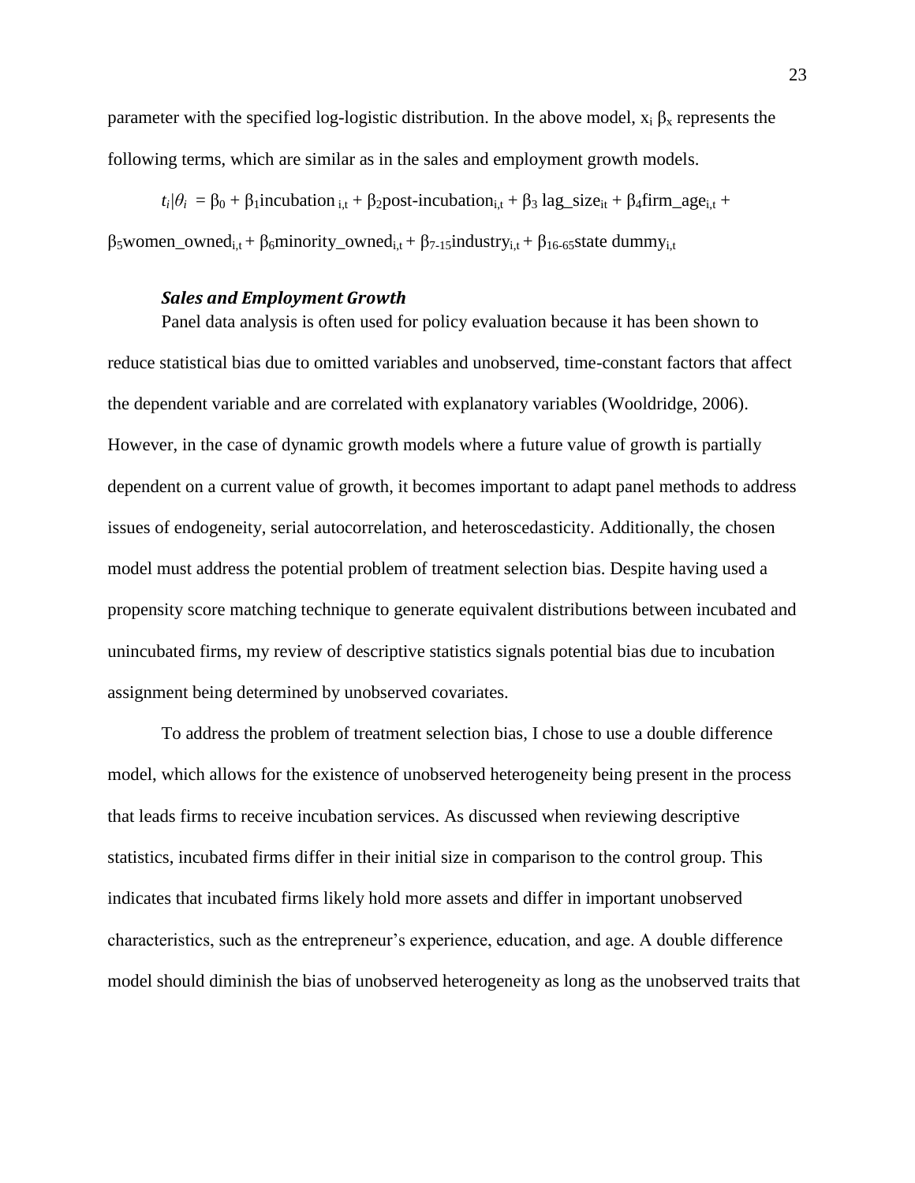parameter with the specified log-logistic distribution. In the above model, $x_i \beta_x$ represents the following terms, which are similar as in the sales and employment growth models.

$$t_i|\theta_i = \beta_0 + \beta_1 \text{incubation}_{i,t} + \beta_2 \text{post-incubation}_{i,t} + \beta_3 \text{ lag\_size}_{it} + \beta_4 \text{firm\_age}_{i,t} + \beta_5 \text{women\_owned}_{i,t} + \beta_6 \text{minority\_owned}_{i,t} + \beta_{7\text{-}15} \text{industry}_{i,t} + \beta_{16\text{-}65} \text{state dummy}_{i,t}$$

### *Sales and Employment Growth*

Panel data analysis is often used for policy evaluation because it has been shown to reduce statistical bias due to omitted variables and unobserved, time-constant factors that affect the dependent variable and are correlated with explanatory variables (Wooldridge, 2006). However, in the case of dynamic growth models where a future value of growth is partially dependent on a current value of growth, it becomes important to adapt panel methods to address issues of endogeneity, serial autocorrelation, and heteroscedasticity. Additionally, the chosen model must address the potential problem of treatment selection bias. Despite having used a propensity score matching technique to generate equivalent distributions between incubated and unincubated firms, my review of descriptive statistics signals potential bias due to incubation assignment being determined by unobserved covariates.

To address the problem of treatment selection bias, I chose to use a double difference model, which allows for the existence of unobserved heterogeneity being present in the process that leads firms to receive incubation services. As discussed when reviewing descriptive statistics, incubated firms differ in their initial size in comparison to the control group. This indicates that incubated firms likely hold more assets and differ in important unobserved characteristics, such as the entrepreneur's experience, education, and age. A double difference model should diminish the bias of unobserved heterogeneity as long as the unobserved traits that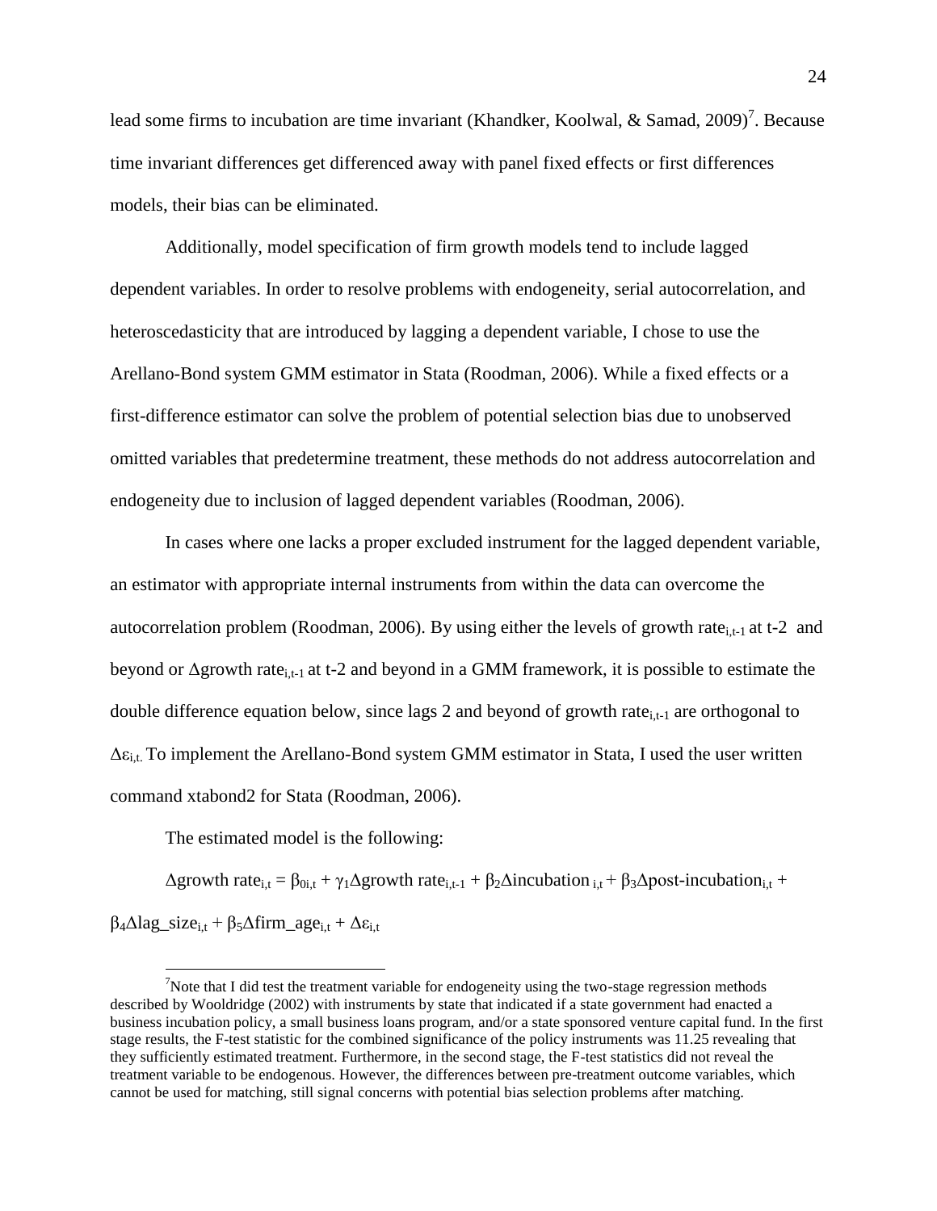lead some firms to incubation are time invariant (Khandker, Koolwal, & Samad, 2009)[7]. Because time invariant differences get differenced away with panel fixed effects or first differences models, their bias can be eliminated.

Additionally, model specification of firm growth models tend to include lagged dependent variables. In order to resolve problems with endogeneity, serial autocorrelation, and heteroscedasticity that are introduced by lagging a dependent variable, I chose to use the Arellano-Bond system GMM estimator in Stata (Roodman, 2006). While a fixed effects or a first-difference estimator can solve the problem of potential selection bias due to unobserved omitted variables that predetermine treatment, these methods do not address autocorrelation and endogeneity due to inclusion of lagged dependent variables (Roodman, 2006).

In cases where one lacks a proper excluded instrument for the lagged dependent variable, an estimator with appropriate internal instruments from within the data can overcome the autocorrelation problem (Roodman, 2006). By using either the levels of growth $\text{rate}_{i,t-1}$ at t-2 and beyond or $\Delta\text{growth rate}_{i,t-1}$ at t-2 and beyond in a GMM framework, it is possible to estimate the double difference equation below, since lags 2 and beyond of growth $\text{rate}_{i,t-1}$ are orthogonal to $\Delta\varepsilon_{i,t}$. To implement the Arellano-Bond system GMM estimator in Stata, I used the user written command xtabond2 for Stata (Roodman, 2006).

The estimated model is the following:

$$\Delta\text{growth rate}_{i,t} = \beta_{0i,t} + \gamma_1\Delta\text{growth rate}_{i,t-1} + \beta_2\Delta\text{incubation}_{i,t} + \beta_3\Delta\text{post-incubation}_{i,t} + \beta_4\Delta\text{lag\_size}_{i,t} + \beta_5\Delta\text{firm\_age}_{i,t} + \Delta\varepsilon_{i,t}$$

---

[7] Note that I did test the treatment variable for endogeneity using the two-stage regression methods described by Wooldridge (2002) with instruments by state that indicated if a state government had enacted a business incubation policy, a small business loans program, and/or a state sponsored venture capital fund. In the first stage results, the F-test statistic for the combined significance of the policy instruments was 11.25 revealing that they sufficiently estimated treatment. Furthermore, in the second stage, the F-test statistics did not reveal the treatment variable to be endogenous. However, the differences between pre-treatment outcome variables, which cannot be used for matching, still signal concerns with potential bias selection problems after matching.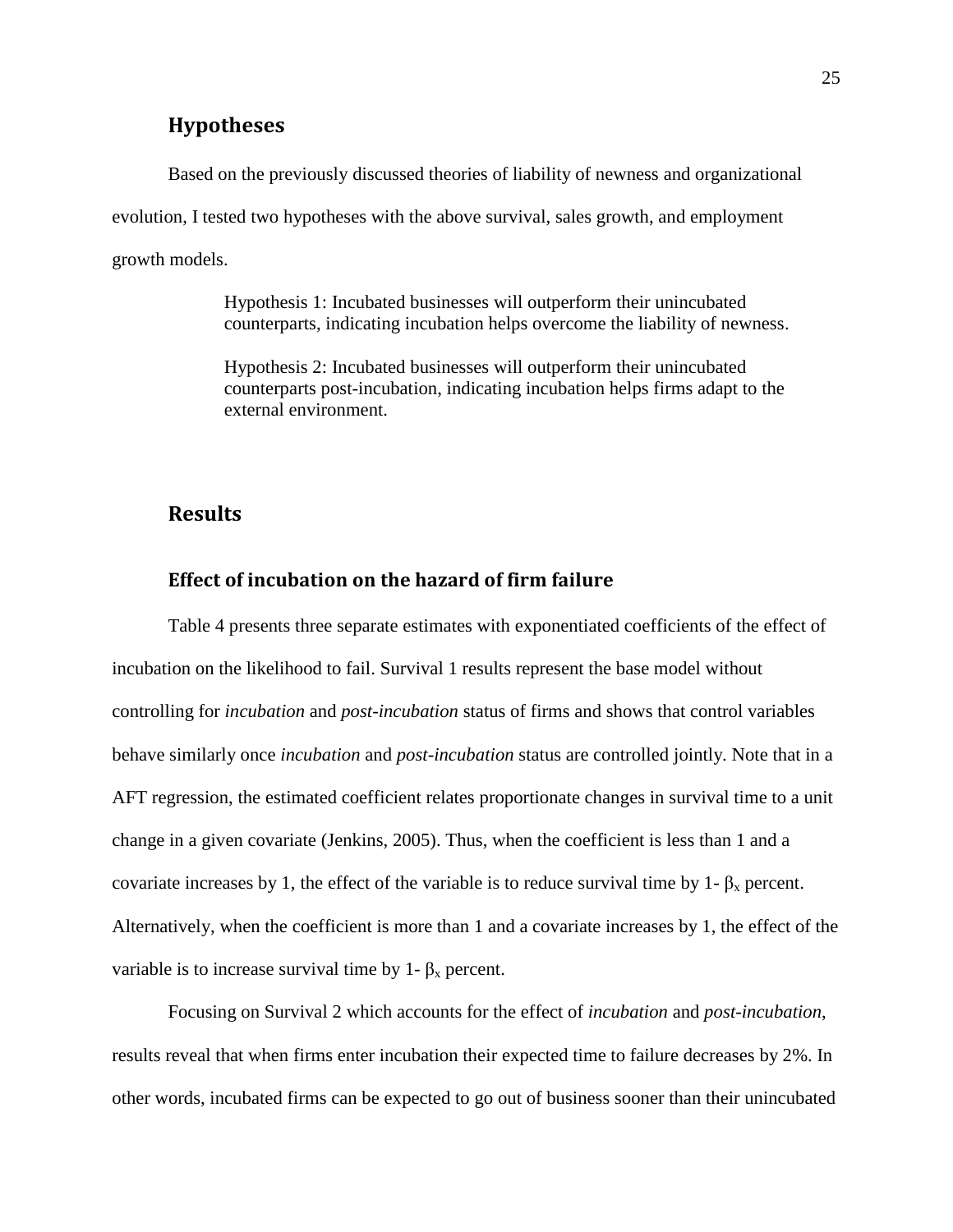## Hypotheses

Based on the previously discussed theories of liability of newness and organizational evolution, I tested two hypotheses with the above survival, sales growth, and employment growth models.

> Hypothesis 1: Incubated businesses will outperform their unincubated counterparts, indicating incubation helps overcome the liability of newness.
>
> Hypothesis 2: Incubated businesses will outperform their unincubated counterparts post-incubation, indicating incubation helps firms adapt to the external environment.

## Results

### Effect of incubation on the hazard of firm failure

Table 4 presents three separate estimates with exponentiated coefficients of the effect of incubation on the likelihood to fail. Survival 1 results represent the base model without controlling for *incubation* and *post-incubation* status of firms and shows that control variables behave similarly once *incubation* and *post-incubation* status are controlled jointly. Note that in a AFT regression, the estimated coefficient relates proportionate changes in survival time to a unit change in a given covariate (Jenkins, 2005). Thus, when the coefficient is less than 1 and a covariate increases by 1, the effect of the variable is to reduce survival time by 1- $\beta_x$ percent. Alternatively, when the coefficient is more than 1 and a covariate increases by 1, the effect of the variable is to increase survival time by 1- $\beta_x$ percent.

Focusing on Survival 2 which accounts for the effect of *incubation* and *post-incubation*, results reveal that when firms enter incubation their expected time to failure decreases by 2%. In other words, incubated firms can be expected to go out of business sooner than their unincubated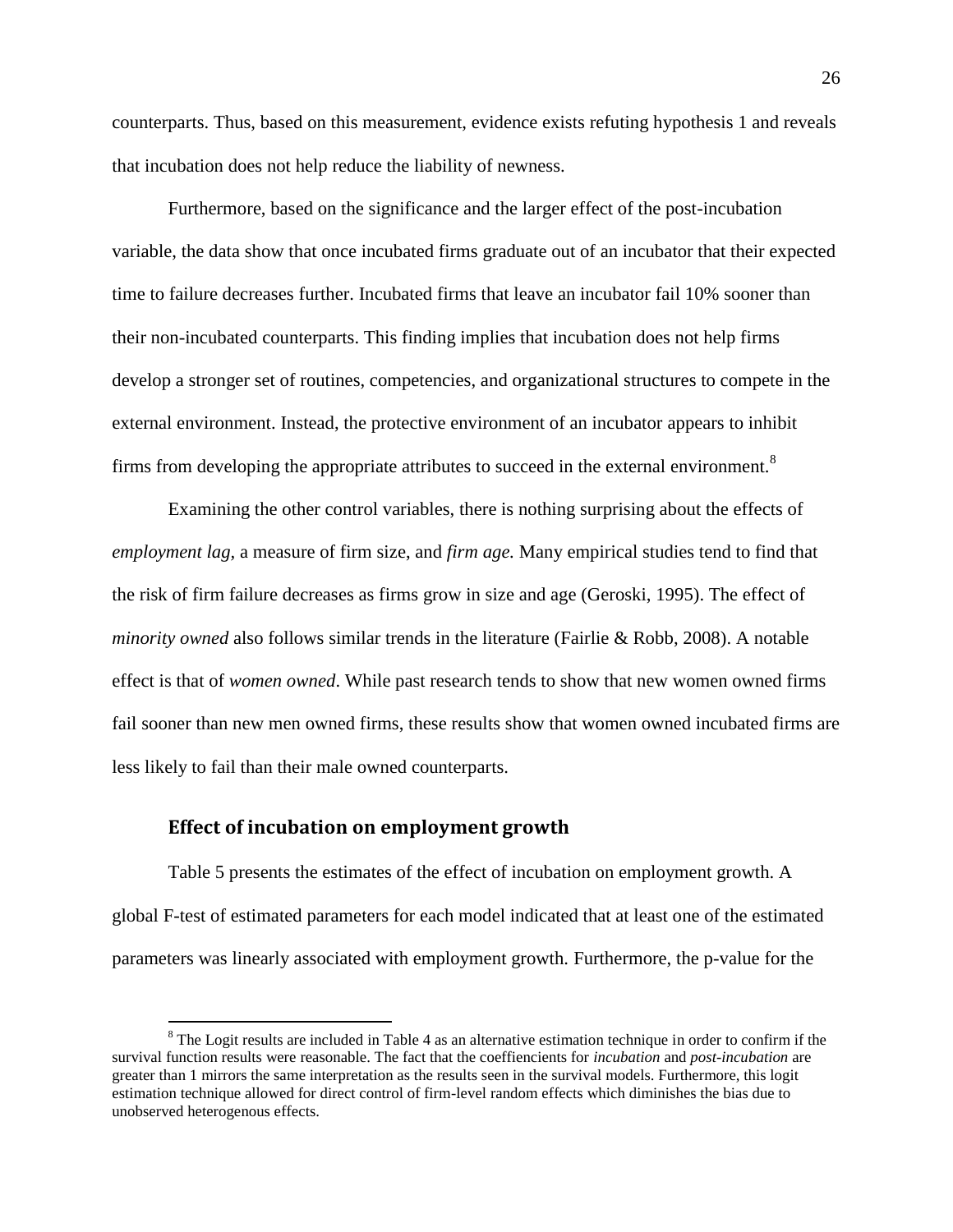counterparts. Thus, based on this measurement, evidence exists refuting hypothesis 1 and reveals that incubation does not help reduce the liability of newness.

Furthermore, based on the significance and the larger effect of the post-incubation variable, the data show that once incubated firms graduate out of an incubator that their expected time to failure decreases further. Incubated firms that leave an incubator fail 10% sooner than their non-incubated counterparts. This finding implies that incubation does not help firms develop a stronger set of routines, competencies, and organizational structures to compete in the external environment. Instead, the protective environment of an incubator appears to inhibit firms from developing the appropriate attributes to succeed in the external environment.[8]

Examining the other control variables, there is nothing surprising about the effects of *employment lag*, a measure of firm size, and *firm age.* Many empirical studies tend to find that the risk of firm failure decreases as firms grow in size and age (Geroski, 1995). The effect of *minority owned* also follows similar trends in the literature (Fairlie & Robb, 2008). A notable effect is that of *women owned*. While past research tends to show that new women owned firms fail sooner than new men owned firms, these results show that women owned incubated firms are less likely to fail than their male owned counterparts.

### Effect of incubation on employment growth

Table 5 presents the estimates of the effect of incubation on employment growth. A global F-test of estimated parameters for each model indicated that at least one of the estimated parameters was linearly associated with employment growth. Furthermore, the p-value for the

---

[8] The Logit results are included in Table 4 as an alternative estimation technique in order to confirm if the survival function results were reasonable. The fact that the coeffiencients for *incubation* and *post-incubation* are greater than 1 mirrors the same interpretation as the results seen in the survival models. Furthermore, this logit estimation technique allowed for direct control of firm-level random effects which diminishes the bias due to unobserved heterogenous effects.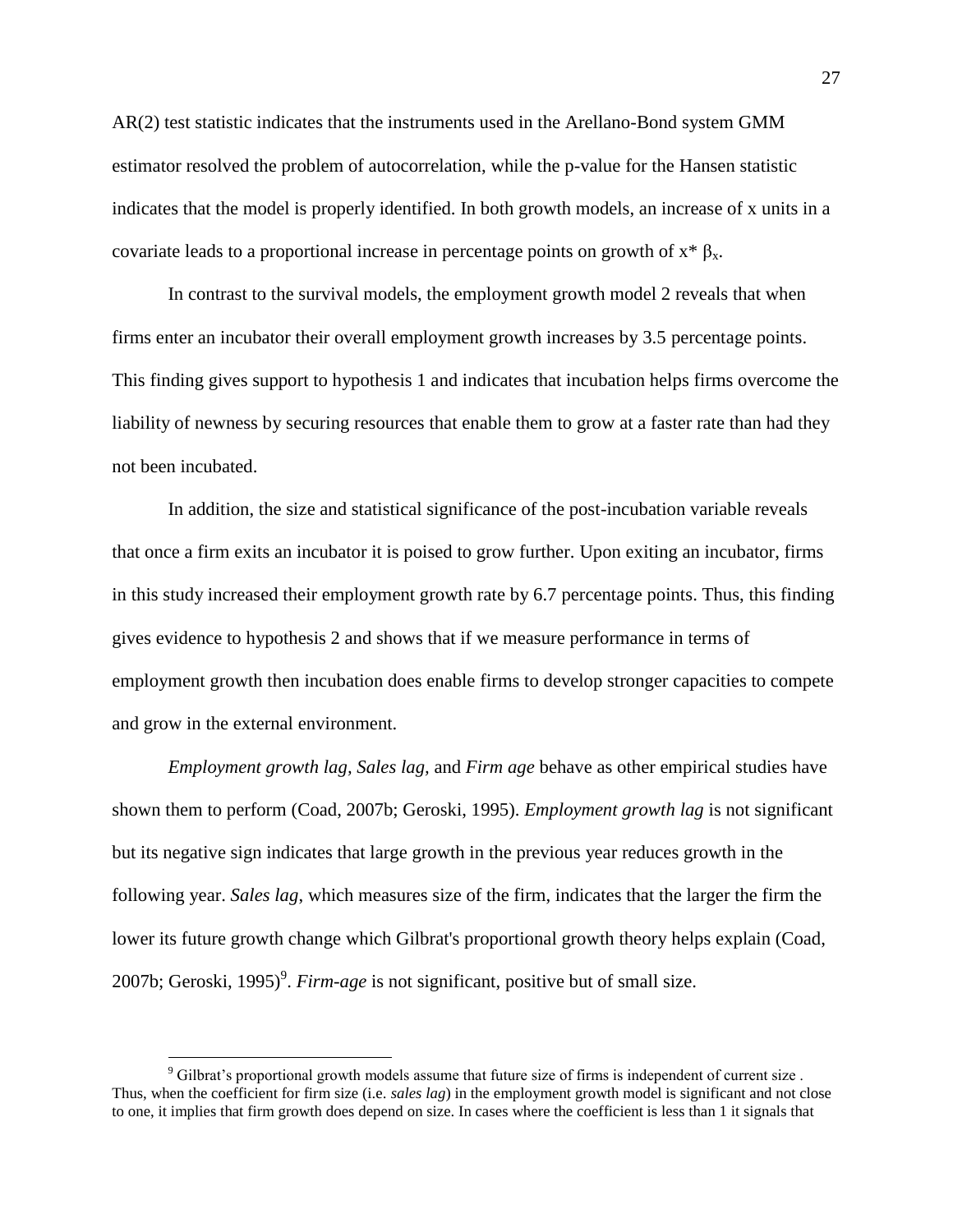AR(2) test statistic indicates that the instruments used in the Arellano-Bond system GMM estimator resolved the problem of autocorrelation, while the p-value for the Hansen statistic indicates that the model is properly identified. In both growth models, an increase of x units in a covariate leads to a proportional increase in percentage points on growth of $x^* \beta_x$.

In contrast to the survival models, the employment growth model 2 reveals that when firms enter an incubator their overall employment growth increases by 3.5 percentage points. This finding gives support to hypothesis 1 and indicates that incubation helps firms overcome the liability of newness by securing resources that enable them to grow at a faster rate than had they not been incubated.

In addition, the size and statistical significance of the post-incubation variable reveals that once a firm exits an incubator it is poised to grow further. Upon exiting an incubator, firms in this study increased their employment growth rate by 6.7 percentage points. Thus, this finding gives evidence to hypothesis 2 and shows that if we measure performance in terms of employment growth then incubation does enable firms to develop stronger capacities to compete and grow in the external environment.

*Employment growth lag*, *Sales lag*, and *Firm age* behave as other empirical studies have shown them to perform (Coad, 2007b; Geroski, 1995). *Employment growth lag* is not significant but its negative sign indicates that large growth in the previous year reduces growth in the following year. *Sales lag*, which measures size of the firm, indicates that the larger the firm the lower its future growth change which Gilbrat's proportional growth theory helps explain (Coad, 2007b; Geroski, 1995)[9]. *Firm-age* is not significant, positive but of small size.

---

[9] Gilbrat's proportional growth models assume that future size of firms is independent of current size . Thus, when the coefficient for firm size (i.e. *sales lag*) in the employment growth model is significant and not close to one, it implies that firm growth does depend on size. In cases where the coefficient is less than 1 it signals that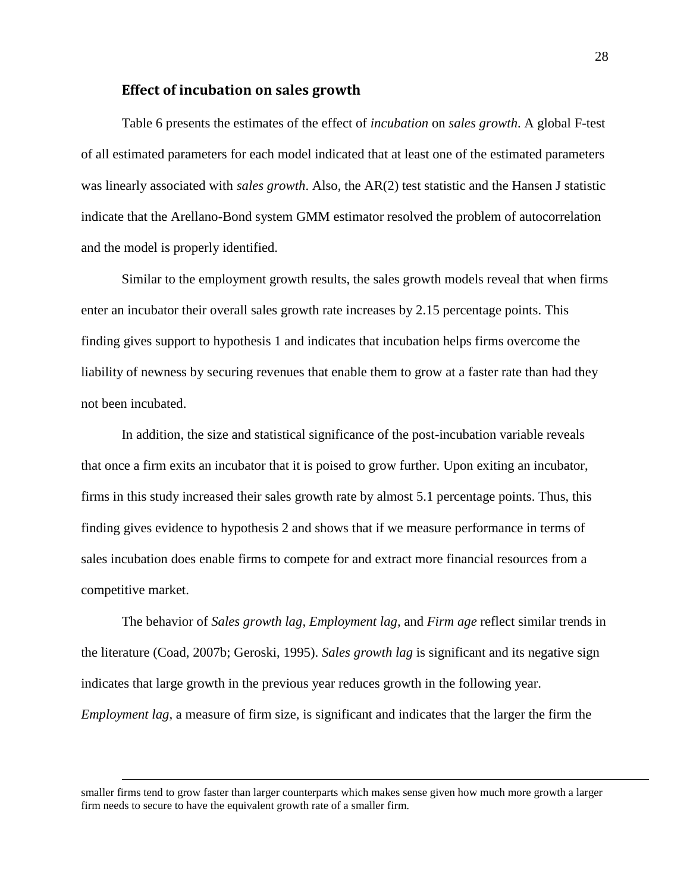### Effect of incubation on sales growth

Table 6 presents the estimates of the effect of *incubation* on *sales growth*. A global F-test of all estimated parameters for each model indicated that at least one of the estimated parameters was linearly associated with *sales growth*. Also, the AR(2) test statistic and the Hansen J statistic indicate that the Arellano-Bond system GMM estimator resolved the problem of autocorrelation and the model is properly identified.

Similar to the employment growth results, the sales growth models reveal that when firms enter an incubator their overall sales growth rate increases by 2.15 percentage points. This finding gives support to hypothesis 1 and indicates that incubation helps firms overcome the liability of newness by securing revenues that enable them to grow at a faster rate than had they not been incubated.

In addition, the size and statistical significance of the post-incubation variable reveals that once a firm exits an incubator that it is poised to grow further. Upon exiting an incubator, firms in this study increased their sales growth rate by almost 5.1 percentage points. Thus, this finding gives evidence to hypothesis 2 and shows that if we measure performance in terms of sales incubation does enable firms to compete for and extract more financial resources from a competitive market.

The behavior of *Sales growth lag*, *Employment lag*, and *Firm age* reflect similar trends in the literature (Coad, 2007b; Geroski, 1995). *Sales growth lag* is significant and its negative sign indicates that large growth in the previous year reduces growth in the following year. *Employment lag*, a measure of firm size, is significant and indicates that the larger the firm the

---

smaller firms tend to grow faster than larger counterparts which makes sense given how much more growth a larger firm needs to secure to have the equivalent growth rate of a smaller firm.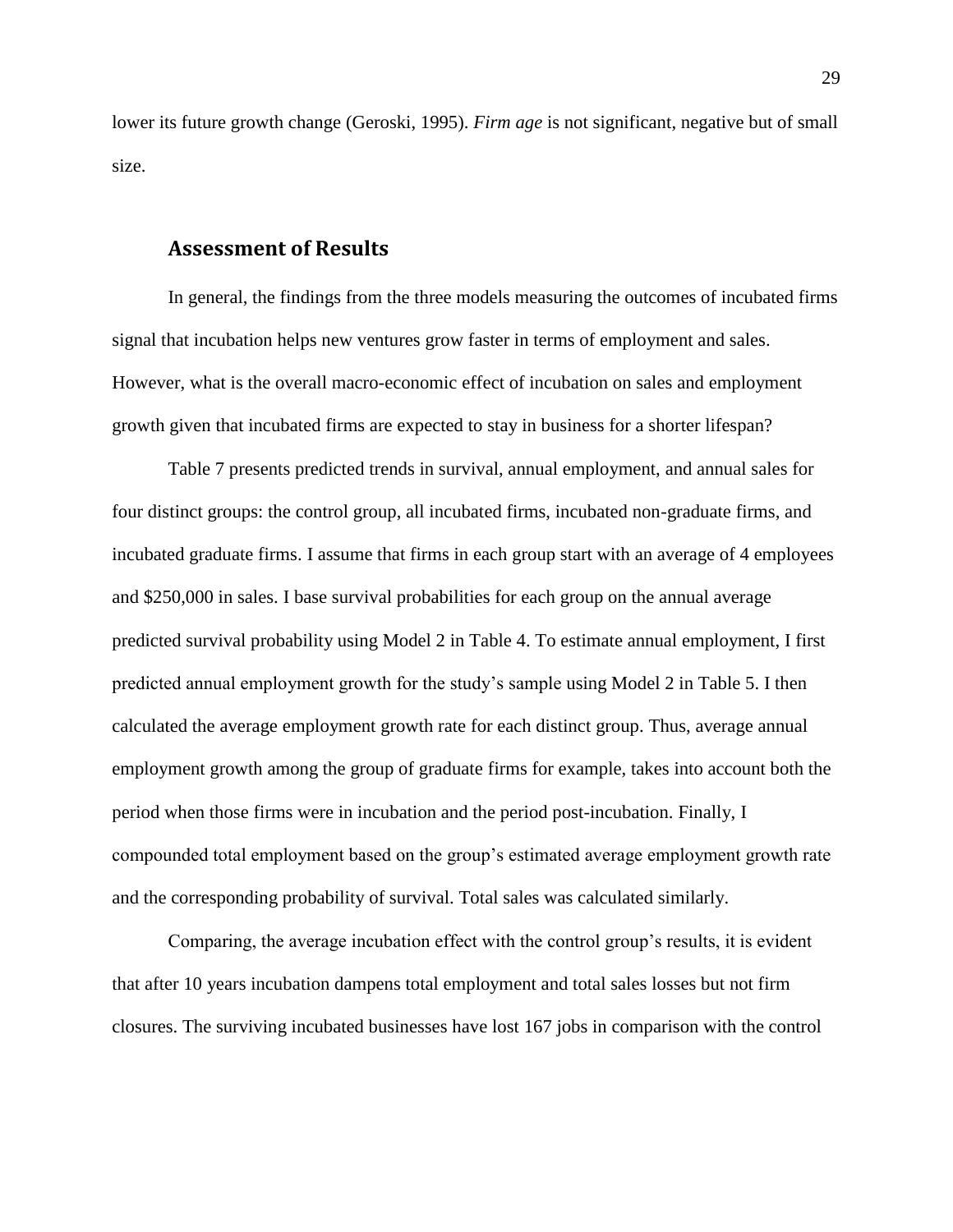lower its future growth change (Geroski, 1995). *Firm age* is not significant, negative but of small size.

## Assessment of Results

In general, the findings from the three models measuring the outcomes of incubated firms signal that incubation helps new ventures grow faster in terms of employment and sales. However, what is the overall macro-economic effect of incubation on sales and employment growth given that incubated firms are expected to stay in business for a shorter lifespan?

Table 7 presents predicted trends in survival, annual employment, and annual sales for four distinct groups: the control group, all incubated firms, incubated non-graduate firms, and incubated graduate firms. I assume that firms in each group start with an average of 4 employees and $250,000 in sales. I base survival probabilities for each group on the annual average predicted survival probability using Model 2 in Table 4. To estimate annual employment, I first predicted annual employment growth for the study's sample using Model 2 in Table 5. I then calculated the average employment growth rate for each distinct group. Thus, average annual employment growth among the group of graduate firms for example, takes into account both the period when those firms were in incubation and the period post-incubation. Finally, I compounded total employment based on the group's estimated average employment growth rate and the corresponding probability of survival. Total sales was calculated similarly.

Comparing, the average incubation effect with the control group's results, it is evident that after 10 years incubation dampens total employment and total sales losses but not firm closures. The surviving incubated businesses have lost 167 jobs in comparison with the control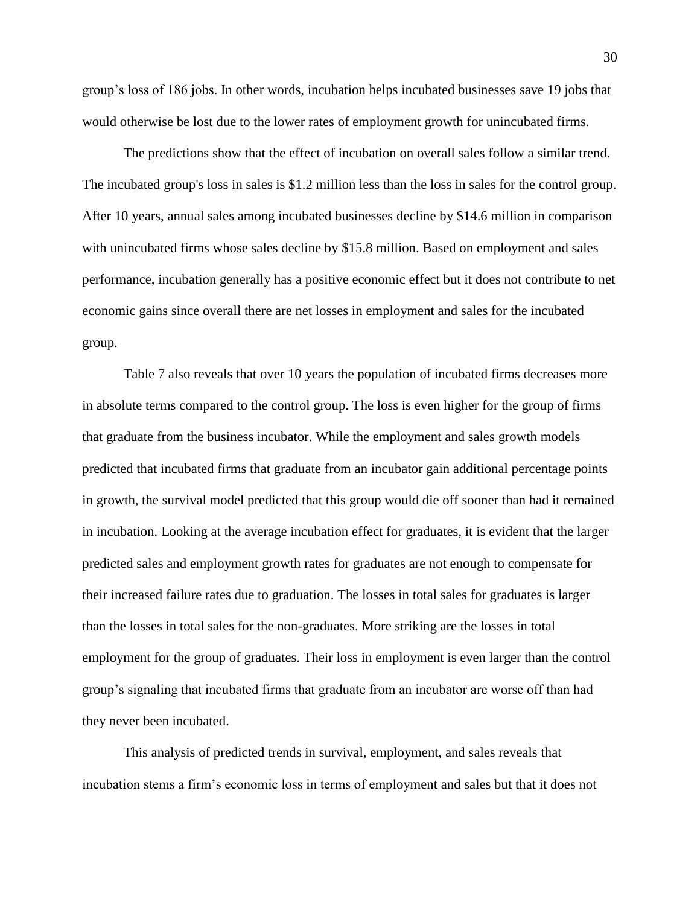group's loss of 186 jobs. In other words, incubation helps incubated businesses save 19 jobs that would otherwise be lost due to the lower rates of employment growth for unincubated firms.

The predictions show that the effect of incubation on overall sales follow a similar trend. The incubated group's loss in sales is $1.2 million less than the loss in sales for the control group. After 10 years, annual sales among incubated businesses decline by $14.6 million in comparison with unincubated firms whose sales decline by $15.8 million. Based on employment and sales performance, incubation generally has a positive economic effect but it does not contribute to net economic gains since overall there are net losses in employment and sales for the incubated group.

Table 7 also reveals that over 10 years the population of incubated firms decreases more in absolute terms compared to the control group. The loss is even higher for the group of firms that graduate from the business incubator. While the employment and sales growth models predicted that incubated firms that graduate from an incubator gain additional percentage points in growth, the survival model predicted that this group would die off sooner than had it remained in incubation. Looking at the average incubation effect for graduates, it is evident that the larger predicted sales and employment growth rates for graduates are not enough to compensate for their increased failure rates due to graduation. The losses in total sales for graduates is larger than the losses in total sales for the non-graduates. More striking are the losses in total employment for the group of graduates. Their loss in employment is even larger than the control group's signaling that incubated firms that graduate from an incubator are worse off than had they never been incubated.

This analysis of predicted trends in survival, employment, and sales reveals that incubation stems a firm's economic loss in terms of employment and sales but that it does not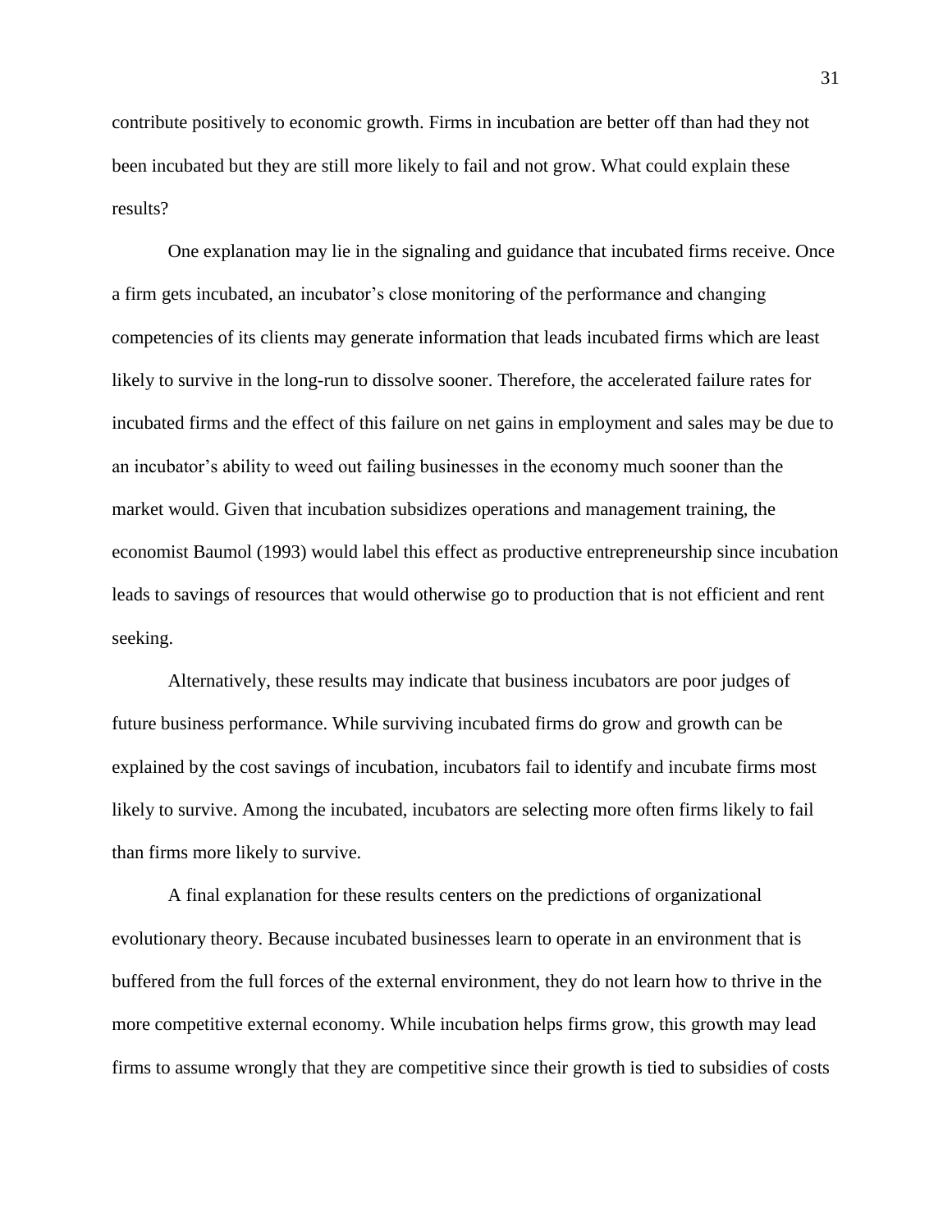contribute positively to economic growth. Firms in incubation are better off than had they not been incubated but they are still more likely to fail and not grow. What could explain these results?

One explanation may lie in the signaling and guidance that incubated firms receive. Once a firm gets incubated, an incubator's close monitoring of the performance and changing competencies of its clients may generate information that leads incubated firms which are least likely to survive in the long-run to dissolve sooner. Therefore, the accelerated failure rates for incubated firms and the effect of this failure on net gains in employment and sales may be due to an incubator's ability to weed out failing businesses in the economy much sooner than the market would. Given that incubation subsidizes operations and management training, the economist Baumol (1993) would label this effect as productive entrepreneurship since incubation leads to savings of resources that would otherwise go to production that is not efficient and rent seeking.

Alternatively, these results may indicate that business incubators are poor judges of future business performance. While surviving incubated firms do grow and growth can be explained by the cost savings of incubation, incubators fail to identify and incubate firms most likely to survive. Among the incubated, incubators are selecting more often firms likely to fail than firms more likely to survive.

A final explanation for these results centers on the predictions of organizational evolutionary theory. Because incubated businesses learn to operate in an environment that is buffered from the full forces of the external environment, they do not learn how to thrive in the more competitive external economy. While incubation helps firms grow, this growth may lead firms to assume wrongly that they are competitive since their growth is tied to subsidies of costs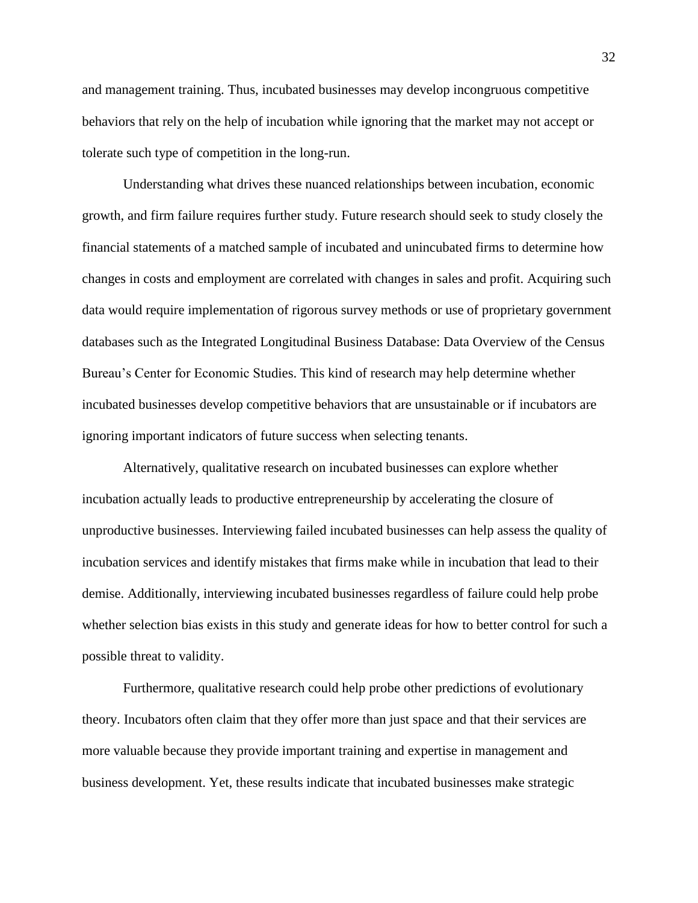and management training. Thus, incubated businesses may develop incongruous competitive behaviors that rely on the help of incubation while ignoring that the market may not accept or tolerate such type of competition in the long-run.

Understanding what drives these nuanced relationships between incubation, economic growth, and firm failure requires further study. Future research should seek to study closely the financial statements of a matched sample of incubated and unincubated firms to determine how changes in costs and employment are correlated with changes in sales and profit. Acquiring such data would require implementation of rigorous survey methods or use of proprietary government databases such as the Integrated Longitudinal Business Database: Data Overview of the Census Bureau's Center for Economic Studies. This kind of research may help determine whether incubated businesses develop competitive behaviors that are unsustainable or if incubators are ignoring important indicators of future success when selecting tenants.

Alternatively, qualitative research on incubated businesses can explore whether incubation actually leads to productive entrepreneurship by accelerating the closure of unproductive businesses. Interviewing failed incubated businesses can help assess the quality of incubation services and identify mistakes that firms make while in incubation that lead to their demise. Additionally, interviewing incubated businesses regardless of failure could help probe whether selection bias exists in this study and generate ideas for how to better control for such a possible threat to validity.

Furthermore, qualitative research could help probe other predictions of evolutionary theory. Incubators often claim that they offer more than just space and that their services are more valuable because they provide important training and expertise in management and business development. Yet, these results indicate that incubated businesses make strategic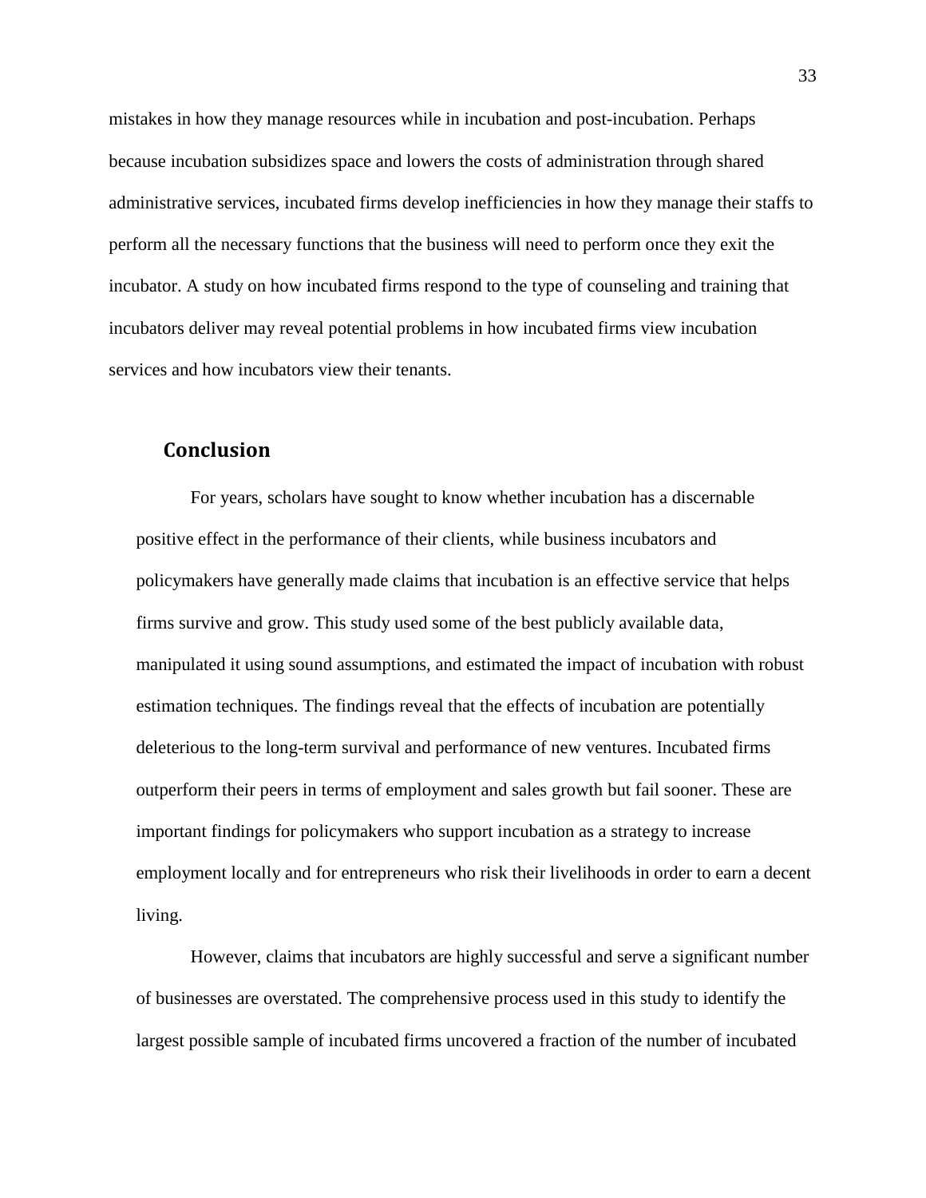mistakes in how they manage resources while in incubation and post-incubation. Perhaps because incubation subsidizes space and lowers the costs of administration through shared administrative services, incubated firms develop inefficiencies in how they manage their staffs to perform all the necessary functions that the business will need to perform once they exit the incubator. A study on how incubated firms respond to the type of counseling and training that incubators deliver may reveal potential problems in how incubated firms view incubation services and how incubators view their tenants.

## Conclusion

For years, scholars have sought to know whether incubation has a discernable positive effect in the performance of their clients, while business incubators and policymakers have generally made claims that incubation is an effective service that helps firms survive and grow. This study used some of the best publicly available data, manipulated it using sound assumptions, and estimated the impact of incubation with robust estimation techniques. The findings reveal that the effects of incubation are potentially deleterious to the long-term survival and performance of new ventures. Incubated firms outperform their peers in terms of employment and sales growth but fail sooner. These are important findings for policymakers who support incubation as a strategy to increase employment locally and for entrepreneurs who risk their livelihoods in order to earn a decent living.

However, claims that incubators are highly successful and serve a significant number of businesses are overstated. The comprehensive process used in this study to identify the largest possible sample of incubated firms uncovered a fraction of the number of incubated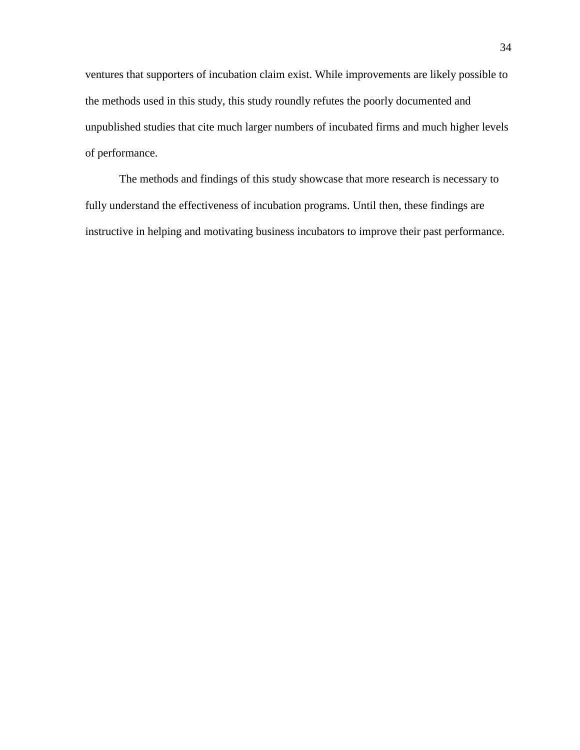ventures that supporters of incubation claim exist. While improvements are likely possible to the methods used in this study, this study roundly refutes the poorly documented and unpublished studies that cite much larger numbers of incubated firms and much higher levels of performance.

The methods and findings of this study showcase that more research is necessary to fully understand the effectiveness of incubation programs. Until then, these findings are instructive in helping and motivating business incubators to improve their past performance.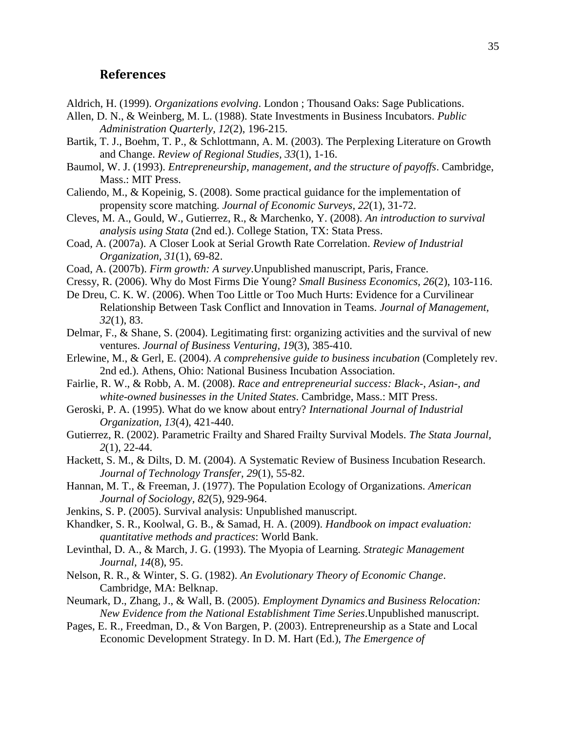## References

Aldrich, H. (1999). *Organizations evolving*. London ; Thousand Oaks: Sage Publications.

Allen, D. N., & Weinberg, M. L. (1988). State Investments in Business Incubators. *Public Administration Quarterly, 12*(2), 196-215.

Bartik, T. J., Boehm, T. P., & Schlottmann, A. M. (2003). The Perplexing Literature on Growth and Change. *Review of Regional Studies, 33*(1), 1-16.

Baumol, W. J. (1993). *Entrepreneurship, management, and the structure of payoffs*. Cambridge, Mass.: MIT Press.

Caliendo, M., & Kopeinig, S. (2008). Some practical guidance for the implementation of propensity score matching. *Journal of Economic Surveys, 22*(1), 31-72.

Cleves, M. A., Gould, W., Gutierrez, R., & Marchenko, Y. (2008). *An introduction to survival analysis using Stata* (2nd ed.). College Station, TX: Stata Press.

Coad, A. (2007a). A Closer Look at Serial Growth Rate Correlation. *Review of Industrial Organization, 31*(1), 69-82.

Coad, A. (2007b). *Firm growth: A survey*.Unpublished manuscript, Paris, France.

Cressy, R. (2006). Why do Most Firms Die Young? *Small Business Economics, 26*(2), 103-116.

De Dreu, C. K. W. (2006). When Too Little or Too Much Hurts: Evidence for a Curvilinear Relationship Between Task Conflict and Innovation in Teams. *Journal of Management, 32*(1), 83.

Delmar, F., & Shane, S. (2004). Legitimating first: organizing activities and the survival of new ventures. *Journal of Business Venturing, 19*(3), 385-410.

Erlewine, M., & Gerl, E. (2004). *A comprehensive guide to business incubation* (Completely rev. 2nd ed.). Athens, Ohio: National Business Incubation Association.

Fairlie, R. W., & Robb, A. M. (2008). *Race and entrepreneurial success: Black-, Asian-, and white-owned businesses in the United States*. Cambridge, Mass.: MIT Press.

Geroski, P. A. (1995). What do we know about entry? *International Journal of Industrial Organization, 13*(4), 421-440.

Gutierrez, R. (2002). Parametric Frailty and Shared Frailty Survival Models. *The Stata Journal, 2*(1), 22-44.

Hackett, S. M., & Dilts, D. M. (2004). A Systematic Review of Business Incubation Research. *Journal of Technology Transfer, 29*(1), 55-82.

Hannan, M. T., & Freeman, J. (1977). The Population Ecology of Organizations. *American Journal of Sociology, 82*(5), 929-964.

Jenkins, S. P. (2005). Survival analysis: Unpublished manuscript.

Khandker, S. R., Koolwal, G. B., & Samad, H. A. (2009). *Handbook on impact evaluation: quantitative methods and practices*: World Bank.

Levinthal, D. A., & March, J. G. (1993). The Myopia of Learning. *Strategic Management Journal, 14*(8), 95.

Nelson, R. R., & Winter, S. G. (1982). *An Evolutionary Theory of Economic Change*. Cambridge, MA: Belknap.

Neumark, D., Zhang, J., & Wall, B. (2005). *Employment Dynamics and Business Relocation: New Evidence from the National Establishment Time Series*.Unpublished manuscript.

Pages, E. R., Freedman, D., & Von Bargen, P. (2003). Entrepreneurship as a State and Local Economic Development Strategy. In D. M. Hart (Ed.), *The Emergence of*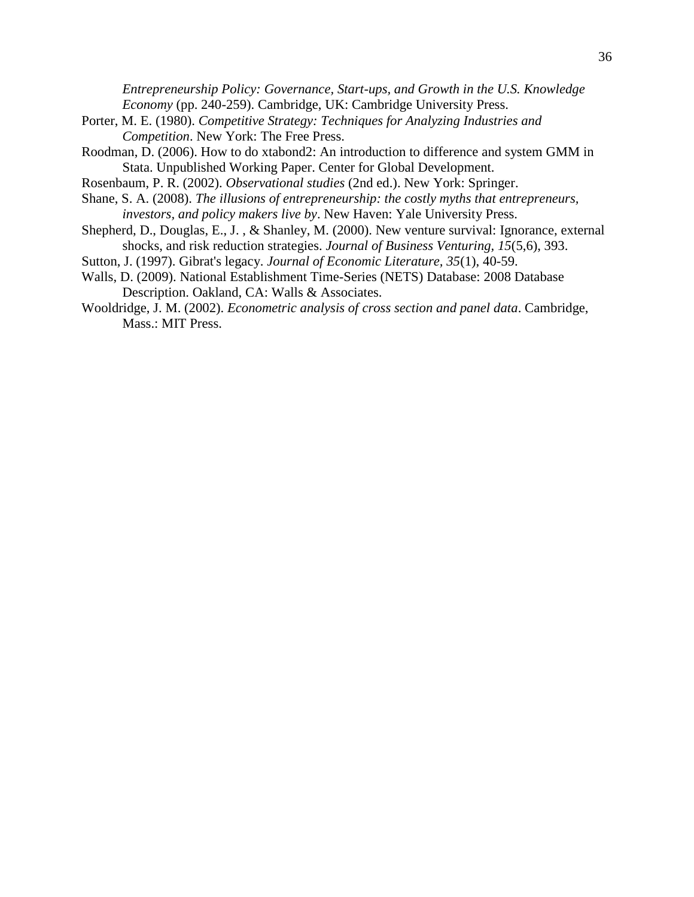*Entrepreneurship Policy: Governance, Start-ups, and Growth in the U.S. Knowledge Economy* (pp. 240-259). Cambridge, UK: Cambridge University Press.

Porter, M. E. (1980). *Competitive Strategy: Techniques for Analyzing Industries and Competition*. New York: The Free Press.

Roodman, D. (2006). How to do xtabond2: An introduction to difference and system GMM in Stata. Unpublished Working Paper. Center for Global Development.

Rosenbaum, P. R. (2002). *Observational studies* (2nd ed.). New York: Springer.

Shane, S. A. (2008). *The illusions of entrepreneurship: the costly myths that entrepreneurs, investors, and policy makers live by*. New Haven: Yale University Press.

Shepherd, D., Douglas, E., J. , & Shanley, M. (2000). New venture survival: Ignorance, external shocks, and risk reduction strategies. *Journal of Business Venturing, 15*(5,6), 393.

Sutton, J. (1997). Gibrat's legacy. *Journal of Economic Literature, 35*(1), 40-59.

Walls, D. (2009). National Establishment Time-Series (NETS) Database: 2008 Database Description. Oakland, CA: Walls & Associates.

Wooldridge, J. M. (2002). *Econometric analysis of cross section and panel data*. Cambridge, Mass.: MIT Press.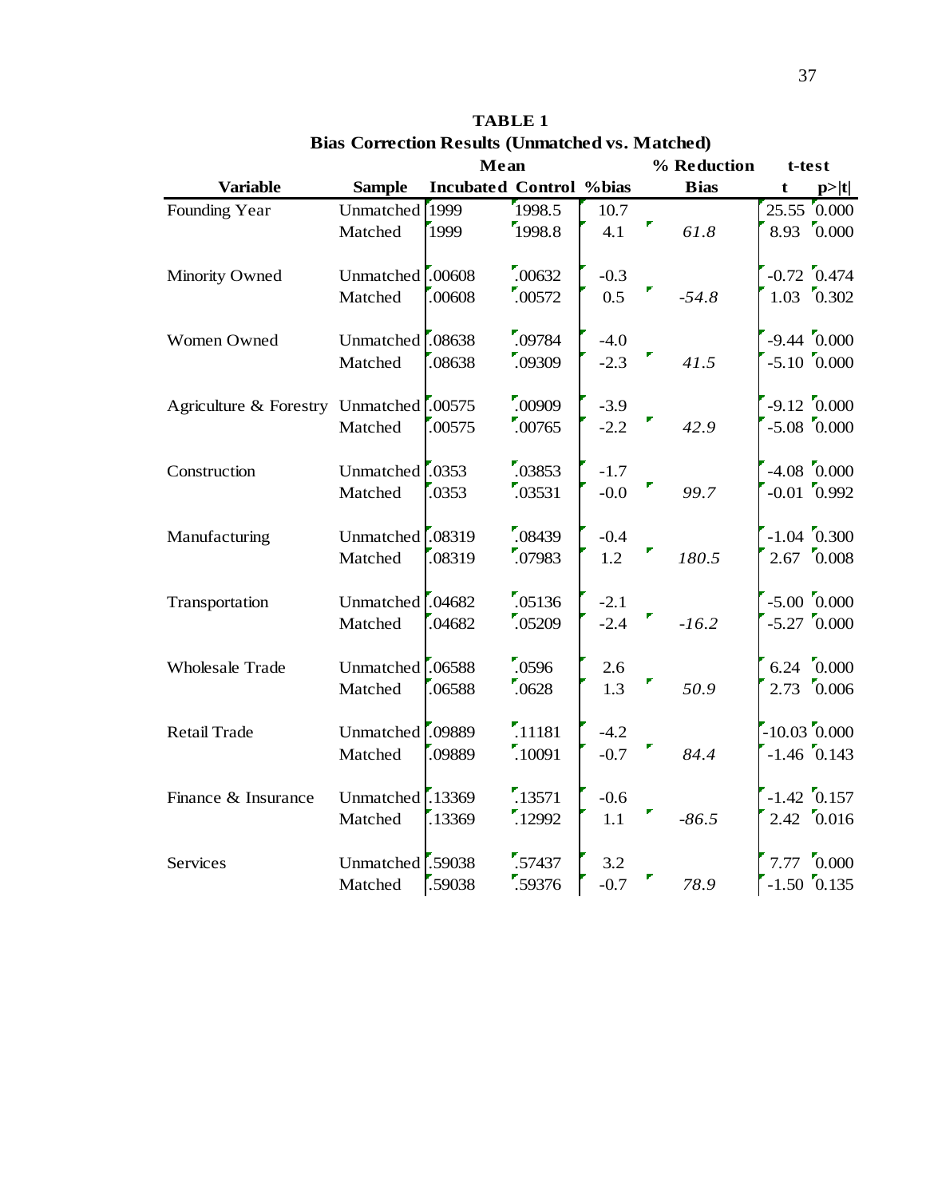**TABLE 1**
**Bias Correction Results (Unmatched vs. Matched)**

| Variable | Sample | Mean | | | % Reduction | t-test | |
|---|---|---|---|---|---|---|---|
| | | Incubated | Control | %bias | Bias | t | p>\|t\| |
| Founding Year | Unmatched | 1999 | 1998.5 | 10.7 | | 25.55 | 0.000 |
| | Matched | 1999 | 1998.8 | 4.1 | *61.8* | 8.93 | 0.000 |
| Minority Owned | Unmatched | .00608 | .00632 | -0.3 | | -0.72 | 0.474 |
| | Matched | .00608 | .00572 | 0.5 | *-54.8* | 1.03 | 0.302 |
| Women Owned | Unmatched | .08638 | .09784 | -4.0 | | -9.44 | 0.000 |
| | Matched | .08638 | .09309 | -2.3 | *41.5* | -5.10 | 0.000 |
| Agriculture & Forestry | Unmatched | .00575 | .00909 | -3.9 | | -9.12 | 0.000 |
| | Matched | .00575 | .00765 | -2.2 | *42.9* | -5.08 | 0.000 |
| Construction | Unmatched | .0353 | .03853 | -1.7 | | -4.08 | 0.000 |
| | Matched | .0353 | .03531 | -0.0 | *99.7* | -0.01 | 0.992 |
| Manufacturing | Unmatched | .08319 | .08439 | -0.4 | | -1.04 | 0.300 |
| | Matched | .08319 | .07983 | 1.2 | *180.5* | 2.67 | 0.008 |
| Transportation | Unmatched | .04682 | .05136 | -2.1 | | -5.00 | 0.000 |
| | Matched | .04682 | .05209 | -2.4 | *-16.2* | -5.27 | 0.000 |
| Wholesale Trade | Unmatched | .06588 | .0596 | 2.6 | | 6.24 | 0.000 |
| | Matched | .06588 | .0628 | 1.3 | *50.9* | 2.73 | 0.006 |
| Retail Trade | Unmatched | .09889 | .11181 | -4.2 | | -10.03 | 0.000 |
| | Matched | .09889 | .10091 | -0.7 | *84.4* | -1.46 | 0.143 |
| Finance & Insurance | Unmatched | .13369 | .13571 | -0.6 | | -1.42 | 0.157 |
| | Matched | .13369 | .12992 | 1.1 | *-86.5* | 2.42 | 0.016 |
| Services | Unmatched | .59038 | .57437 | 3.2 | | 7.77 | 0.000 |
| | Matched | .59038 | .59376 | -0.7 | *78.9* | -1.50 | 0.135 |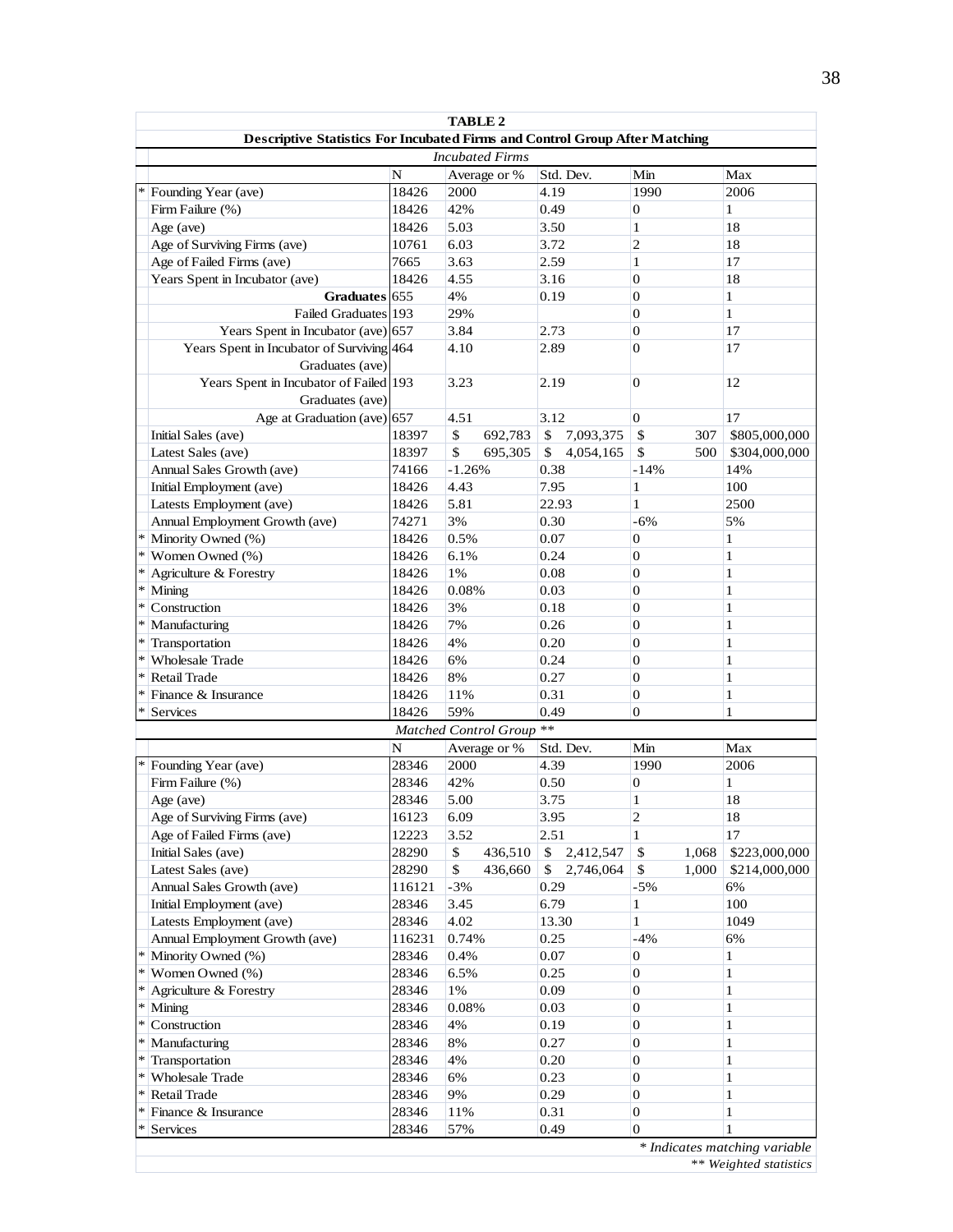**TABLE 2**

**Descriptive Statistics For Incubated Firms and Control Group After Matching**

| | | N | Average or % | Std. Dev. | Min | Max |
|---|---|---|---|---|---|---|
| | *Incubated Firms* | | | | | |
| * | Founding Year (ave) | 18426 | 2000 | 4.19 | 1990 | 2006 |
| | Firm Failure (%) | 18426 | 42% | 0.49 | 0 | 1 |
| | Age (ave) | 18426 | 5.03 | 3.50 | 1 | 18 |
| | Age of Surviving Firms (ave) | 10761 | 6.03 | 3.72 | 2 | 18 |
| | Age of Failed Firms (ave) | 7665 | 3.63 | 2.59 | 1 | 17 |
| | Years Spent in Incubator (ave) | 18426 | 4.55 | 3.16 | 0 | 18 |
| | **Graduates** | 655 | 4% | 0.19 | 0 | 1 |
| | Failed Graduates | 193 | 29% | | 0 | 1 |
| | Years Spent in Incubator (ave) | 657 | 3.84 | 2.73 | 0 | 17 |
| | Years Spent in Incubator of Surviving Graduates (ave) | 464 | 4.10 | 2.89 | 0 | 17 |
| | Years Spent in Incubator of Failed Graduates (ave) | 193 | 3.23 | 2.19 | 0 | 12 |
| | Age at Graduation (ave) | 657 | 4.51 | 3.12 | 0 | 17 |
| | Initial Sales (ave) | 18397 | $ 692,783 | $ 7,093,375 | $ 307 | $805,000,000 |
| | Latest Sales (ave) | 18397 | $ 695,305 | $ 4,054,165 | $ 500 | $304,000,000 |
| | Annual Sales Growth (ave) | 74166 | -1.26% | 0.38 | -14% | 14% |
| | Initial Employment (ave) | 18426 | 4.43 | 7.95 | 1 | 100 |
| | Latests Employment (ave) | 18426 | 5.81 | 22.93 | 1 | 2500 |
| | Annual Employment Growth (ave) | 74271 | 3% | 0.30 | -6% | 5% |
| * | Minority Owned (%) | 18426 | 0.5% | 0.07 | 0 | 1 |
| * | Women Owned (%) | 18426 | 6.1% | 0.24 | 0 | 1 |
| * | Agriculture & Forestry | 18426 | 1% | 0.08 | 0 | 1 |
| * | Mining | 18426 | 0.08% | 0.03 | 0 | 1 |
| * | Construction | 18426 | 3% | 0.18 | 0 | 1 |
| * | Manufacturing | 18426 | 7% | 0.26 | 0 | 1 |
| * | Transportation | 18426 | 4% | 0.20 | 0 | 1 |
| * | Wholesale Trade | 18426 | 6% | 0.24 | 0 | 1 |
| * | Retail Trade | 18426 | 8% | 0.27 | 0 | 1 |
| * | Finance & Insurance | 18426 | 11% | 0.31 | 0 | 1 |
| * | Services | 18426 | 59% | 0.49 | 0 | 1 |
| | *Matched Control Group \*\** | | | | | |
| | | N | Average or % | Std. Dev. | Min | Max |
| * | Founding Year (ave) | 28346 | 2000 | 4.39 | 1990 | 2006 |
| | Firm Failure (%) | 28346 | 42% | 0.50 | 0 | 1 |
| | Age (ave) | 28346 | 5.00 | 3.75 | 1 | 18 |
| | Age of Surviving Firms (ave) | 16123 | 6.09 | 3.95 | 2 | 18 |
| | Age of Failed Firms (ave) | 12223 | 3.52 | 2.51 | 1 | 17 |
| | Initial Sales (ave) | 28290 | $ 436,510 | $ 2,412,547 | $ 1,068 | $223,000,000 |
| | Latest Sales (ave) | 28290 | $ 436,660 | $ 2,746,064 | $ 1,000 | $214,000,000 |
| | Annual Sales Growth (ave) | 116121 | -3% | 0.29 | -5% | 6% |
| | Initial Employment (ave) | 28346 | 3.45 | 6.79 | 1 | 100 |
| | Latests Employment (ave) | 28346 | 4.02 | 13.30 | 1 | 1049 |
| | Annual Employment Growth (ave) | 116231 | 0.74% | 0.25 | -4% | 6% |
| * | Minority Owned (%) | 28346 | 0.4% | 0.07 | 0 | 1 |
| * | Women Owned (%) | 28346 | 6.5% | 0.25 | 0 | 1 |
| * | Agriculture & Forestry | 28346 | 1% | 0.09 | 0 | 1 |
| * | Mining | 28346 | 0.08% | 0.03 | 0 | 1 |
| * | Construction | 28346 | 4% | 0.19 | 0 | 1 |
| * | Manufacturing | 28346 | 8% | 0.27 | 0 | 1 |
| * | Transportation | 28346 | 4% | 0.20 | 0 | 1 |
| * | Wholesale Trade | 28346 | 6% | 0.23 | 0 | 1 |
| * | Retail Trade | 28346 | 9% | 0.29 | 0 | 1 |
| * | Finance & Insurance | 28346 | 11% | 0.31 | 0 | 1 |
| * | Services | 28346 | 57% | 0.49 | 0 | 1 |

*\* Indicates matching variable*

*\*\* Weighted statistics*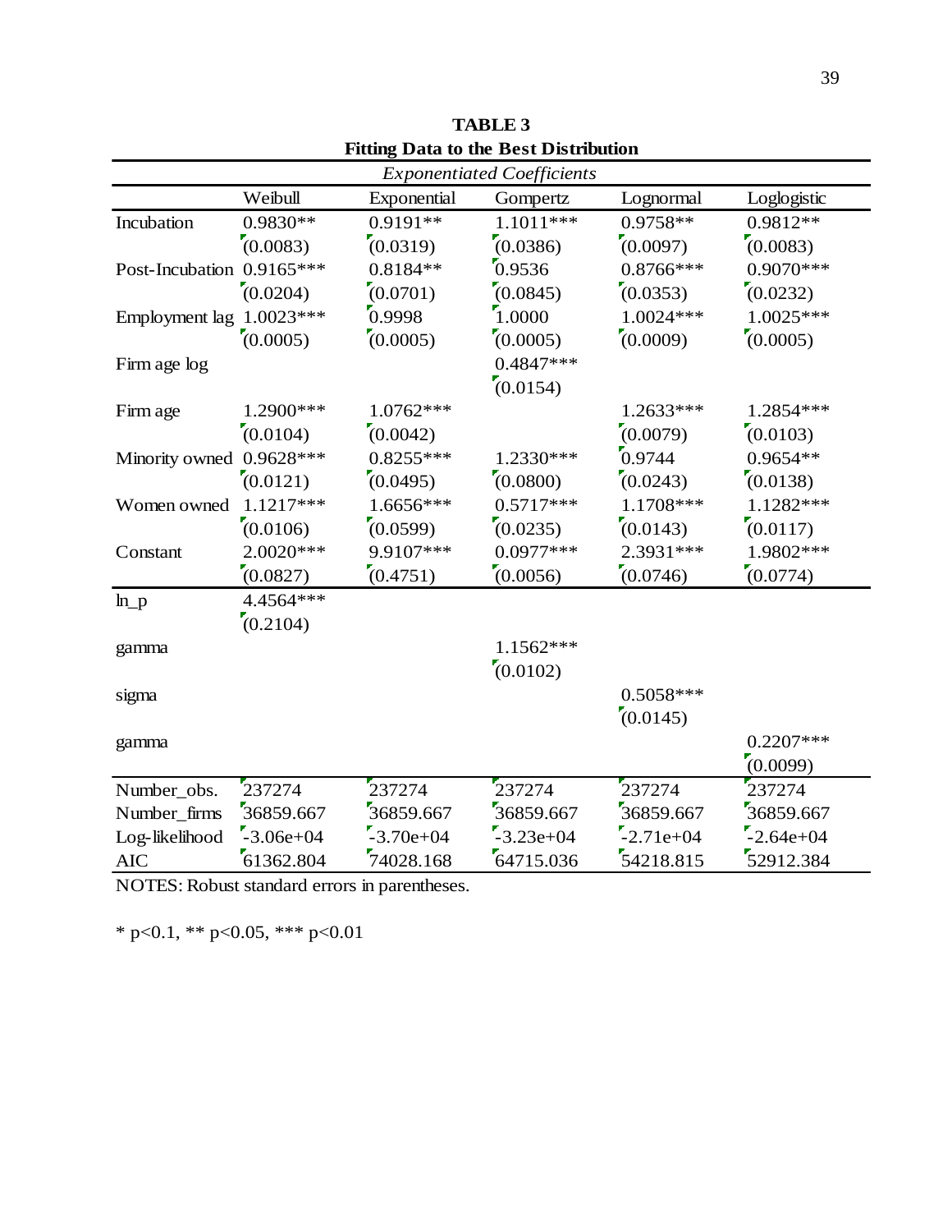**TABLE 3**
**Fitting Data to the Best Distribution**

| | *Exponentiated Coefficients* | | | | |
|---|---|---|---|---|---|
| | Weibull | Exponential | Gompertz | Lognormal | Loglogistic |
| Incubation | 0.9830** | 0.9191** | 1.1011*** | 0.9758** | 0.9812** |
| | (0.0083) | (0.0319) | (0.0386) | (0.0097) | (0.0083) |
| Post-Incubation | 0.9165*** | 0.8184** | 0.9536 | 0.8766*** | 0.9070*** |
| | (0.0204) | (0.0701) | (0.0845) | (0.0353) | (0.0232) |
| Employment lag | 1.0023*** | 0.9998 | 1.0000 | 1.0024*** | 1.0025*** |
| | (0.0005) | (0.0005) | (0.0005) | (0.0009) | (0.0005) |
| Firm age log | | | 0.4847*** | | |
| | | | (0.0154) | | |
| Firm age | 1.2900*** | 1.0762*** | | 1.2633*** | 1.2854*** |
| | (0.0104) | (0.0042) | | (0.0079) | (0.0103) |
| Minority owned | 0.9628*** | 0.8255*** | 1.2330*** | 0.9744 | 0.9654** |
| | (0.0121) | (0.0495) | (0.0800) | (0.0243) | (0.0138) |
| Women owned | 1.1217*** | 1.6656*** | 0.5717*** | 1.1708*** | 1.1282*** |
| | (0.0106) | (0.0599) | (0.0235) | (0.0143) | (0.0117) |
| Constant | 2.0020*** | 9.9107*** | 0.0977*** | 2.3931*** | 1.9802*** |
| | (0.0827) | (0.4751) | (0.0056) | (0.0746) | (0.0774) |
| ln_p | 4.4564*** | | | | |
| | (0.2104) | | | | |
| gamma | | | 1.1562*** | | |
| | | | (0.0102) | | |
| sigma | | | | 0.5058*** | |
| | | | | (0.0145) | |
| gamma | | | | | 0.2207*** |
| | | | | | (0.0099) |
| Number_obs. | 237274 | 237274 | 237274 | 237274 | 237274 |
| Number_firms | 36859.667 | 36859.667 | 36859.667 | 36859.667 | 36859.667 |
| Log-likelihood | -3.06e+04 | -3.70e+04 | -3.23e+04 | -2.71e+04 | -2.64e+04 |
| AIC | 61362.804 | 74028.168 | 64715.036 | 54218.815 | 52912.384 |

NOTES: Robust standard errors in parentheses.

* $p<0.1$, ** $p<0.05$, *** $p<0.01$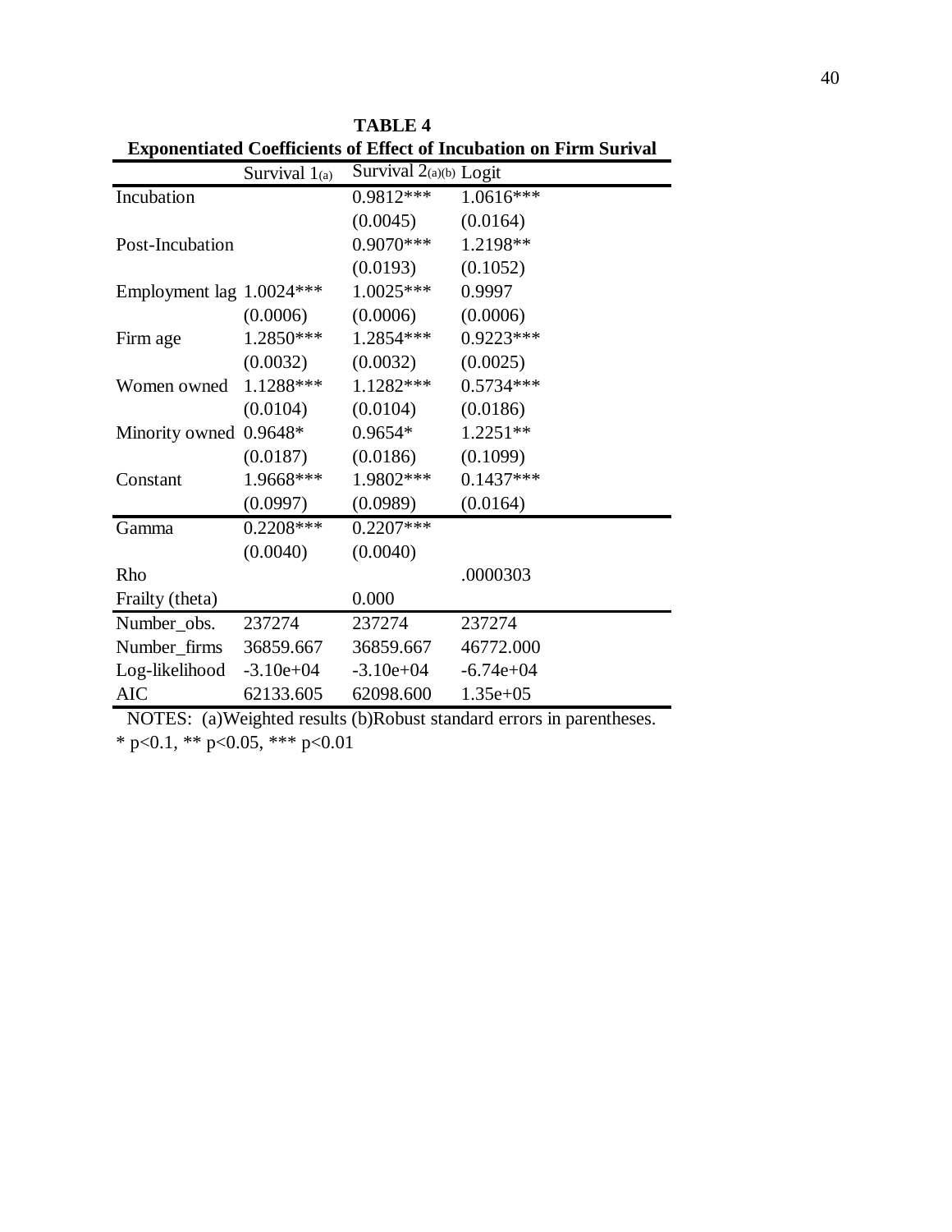**TABLE 4**

**Exponentiated Coefficients of Effect of Incubation on Firm Surival**

| | Survival 1(a) | Survival 2(a)(b) | Logit |
|---|---|---|---|
| Incubation | | 0.9812*** | 1.0616*** |
| | | (0.0045) | (0.0164) |
| Post-Incubation | | 0.9070*** | 1.2198** |
| | | (0.0193) | (0.1052) |
| Employment lag | 1.0024*** | 1.0025*** | 0.9997 |
| | (0.0006) | (0.0006) | (0.0006) |
| Firm age | 1.2850*** | 1.2854*** | 0.9223*** |
| | (0.0032) | (0.0032) | (0.0025) |
| Women owned | 1.1288*** | 1.1282*** | 0.5734*** |
| | (0.0104) | (0.0104) | (0.0186) |
| Minority owned | 0.9648* | 0.9654* | 1.2251** |
| | (0.0187) | (0.0186) | (0.1099) |
| Constant | 1.9668*** | 1.9802*** | 0.1437*** |
| | (0.0997) | (0.0989) | (0.0164) |
| Gamma | 0.2208*** | 0.2207*** | |
| | (0.0040) | (0.0040) | |
| Rho | | | .0000303 |
| Frailty (theta) | | 0.000 | |
| Number_obs. | 237274 | 237274 | 237274 |
| Number_firms | 36859.667 | 36859.667 | 46772.000 |
| Log-likelihood | -3.10e+04 | -3.10e+04 | -6.74e+04 |
| AIC | 62133.605 | 62098.600 | 1.35e+05 |

NOTES: (a)Weighted results (b)Robust standard errors in parentheses.
* p<0.1, ** p<0.05, *** p<0.01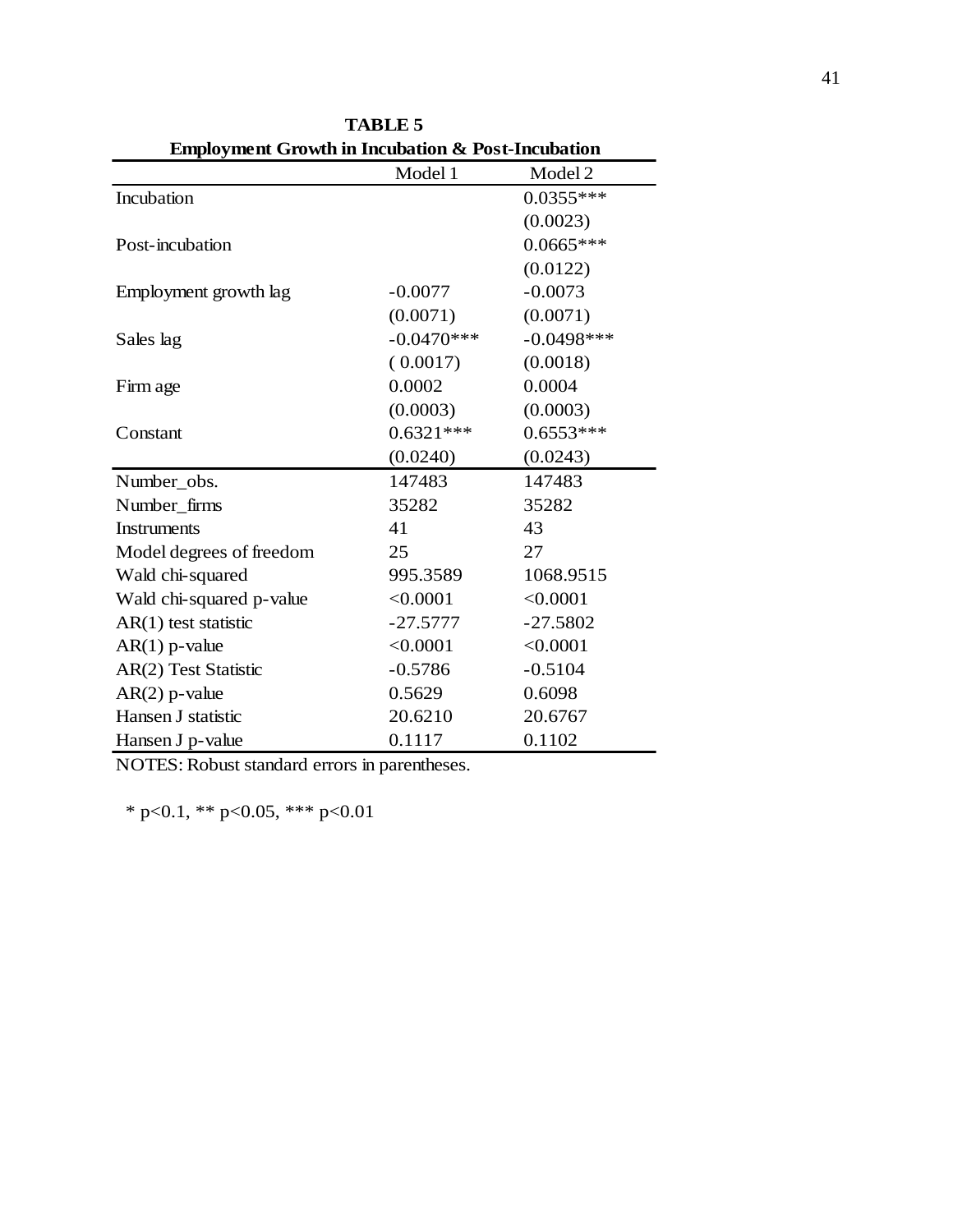**TABLE 5**

**Employment Growth in Incubation & Post-Incubation**

| | Model 1 | Model 2 |
|---|---|---|
| Incubation | | 0.0355*** |
| | | (0.0023) |
| Post-incubation | | 0.0665*** |
| | | (0.0122) |
| Employment growth lag | -0.0077 | -0.0073 |
| | (0.0071) | (0.0071) |
| Sales lag | -0.0470*** | -0.0498*** |
| | ( 0.0017) | (0.0018) |
| Firm age | 0.0002 | 0.0004 |
| | (0.0003) | (0.0003) |
| Constant | 0.6321*** | 0.6553*** |
| | (0.0240) | (0.0243) |
| Number_obs. | 147483 | 147483 |
| Number_firms | 35282 | 35282 |
| Instruments | 41 | 43 |
| Model degrees of freedom | 25 | 27 |
| Wald chi-squared | 995.3589 | 1068.9515 |
| Wald chi-squared p-value | <0.0001 | <0.0001 |
| AR(1) test statistic | -27.5777 | -27.5802 |
| AR(1) p-value | <0.0001 | <0.0001 |
| AR(2) Test Statistic | -0.5786 | -0.5104 |
| AR(2) p-value | 0.5629 | 0.6098 |
| Hansen J statistic | 20.6210 | 20.6767 |
| Hansen J p-value | 0.1117 | 0.1102 |

NOTES: Robust standard errors in parentheses.

* p<0.1, ** p<0.05, *** p<0.01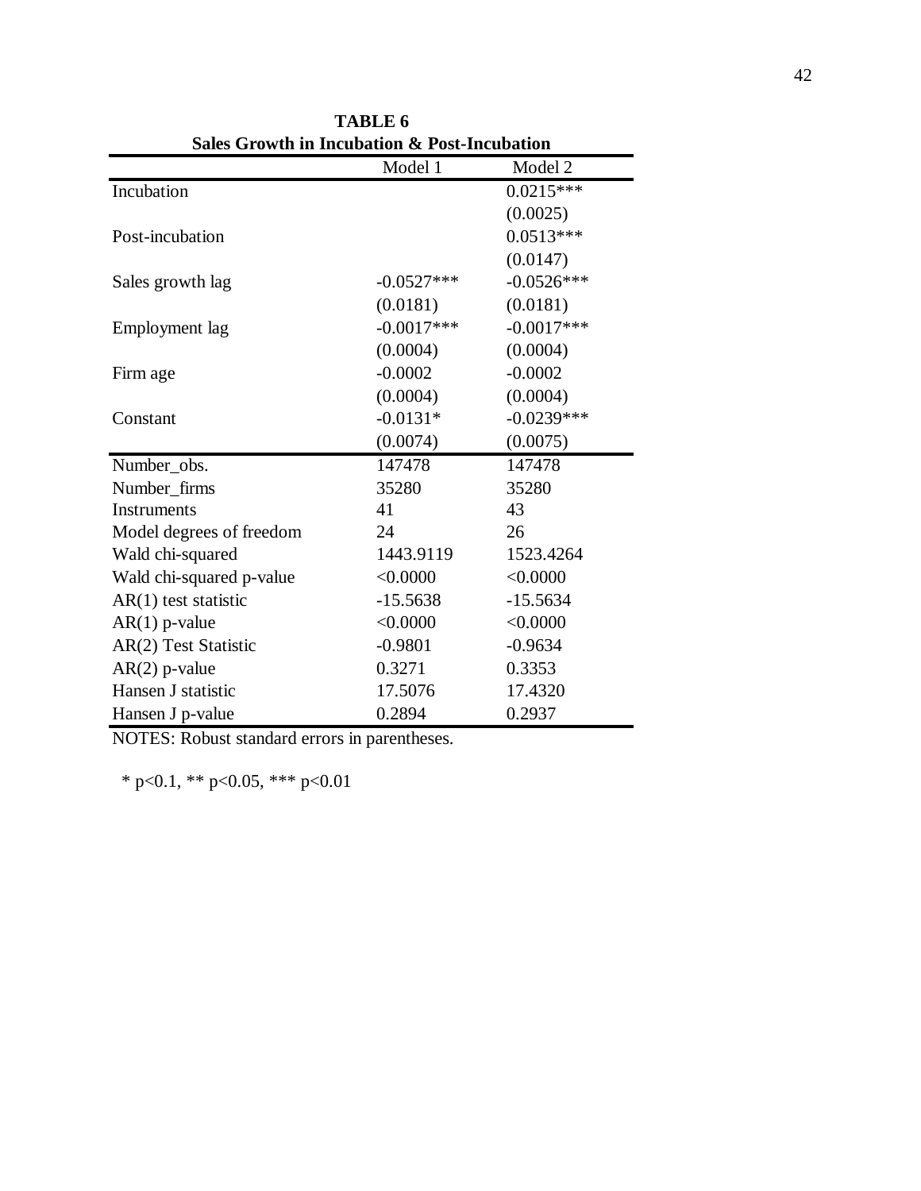**TABLE 6**
**Sales Growth in Incubation & Post-Incubation**

| | Model 1 | Model 2 |
|---|---|---|
| Incubation | | 0.0215*** |
| | | (0.0025) |
| Post-incubation | | 0.0513*** |
| | | (0.0147) |
| Sales growth lag | -0.0527*** | -0.0526*** |
| | (0.0181) | (0.0181) |
| Employment lag | -0.0017*** | -0.0017*** |
| | (0.0004) | (0.0004) |
| Firm age | -0.0002 | -0.0002 |
| | (0.0004) | (0.0004) |
| Constant | -0.0131* | -0.0239*** |
| | (0.0074) | (0.0075) |
| Number_obs. | 147478 | 147478 |
| Number_firms | 35280 | 35280 |
| Instruments | 41 | 43 |
| Model degrees of freedom | 24 | 26 |
| Wald chi-squared | 1443.9119 | 1523.4264 |
| Wald chi-squared p-value | <0.0000 | <0.0000 |
| AR(1) test statistic | -15.5638 | -15.5634 |
| AR(1) p-value | <0.0000 | <0.0000 |
| AR(2) Test Statistic | -0.9801 | -0.9634 |
| AR(2) p-value | 0.3271 | 0.3353 |
| Hansen J statistic | 17.5076 | 17.4320 |
| Hansen J p-value | 0.2894 | 0.2937 |

NOTES: Robust standard errors in parentheses.

* p<0.1, ** p<0.05, *** p<0.01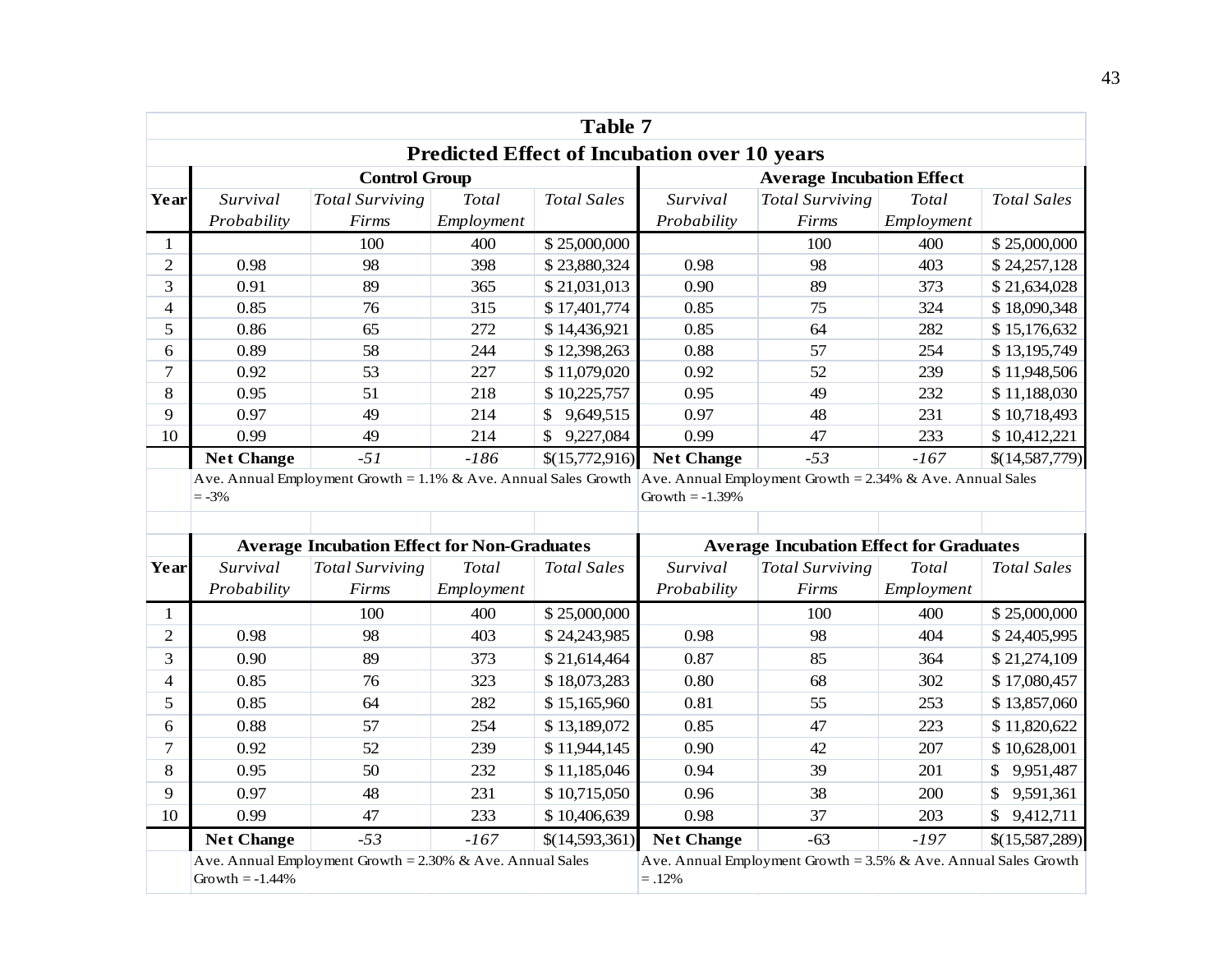**Table 7**

**Predicted Effect of Incubation over 10 years**

| | **Control Group** | | | | **Average Incubation Effect** | | | |
|---|---|---|---|---|---|---|---|---|
| **Year** | *Survival Probability* | *Total Surviving Firms* | *Total Employment* | *Total Sales* | *Survival Probability* | *Total Surviving Firms* | *Total Employment* | *Total Sales* |
| 1 | | 100 | 400 | $ 25,000,000 | | 100 | 400 | $ 25,000,000 |
| 2 | 0.98 | 98 | 398 | $ 23,880,324 | 0.98 | 98 | 403 | $ 24,257,128 |
| 3 | 0.91 | 89 | 365 | $ 21,031,013 | 0.90 | 89 | 373 | $ 21,634,028 |
| 4 | 0.85 | 76 | 315 | $ 17,401,774 | 0.85 | 75 | 324 | $ 18,090,348 |
| 5 | 0.86 | 65 | 272 | $ 14,436,921 | 0.85 | 64 | 282 | $ 15,176,632 |
| 6 | 0.89 | 58 | 244 | $ 12,398,263 | 0.88 | 57 | 254 | $ 13,195,749 |
| 7 | 0.92 | 53 | 227 | $ 11,079,020 | 0.92 | 52 | 239 | $ 11,948,506 |
| 8 | 0.95 | 51 | 218 | $ 10,225,757 | 0.95 | 49 | 232 | $ 11,188,030 |
| 9 | 0.97 | 49 | 214 | $ 9,649,515 | 0.97 | 48 | 231 | $ 10,718,493 |
| 10 | 0.99 | 49 | 214 | $ 9,227,084 | 0.99 | 47 | 233 | $ 10,412,221 |
| | **Net Change** | *-51* | *-186* | $(15,772,916) | **Net Change** | *-53* | *-167* | $(14,587,779) |
| | Ave. Annual Employment Growth = 1.1% & Ave. Annual Sales Growth = -3% | | | | Ave. Annual Employment Growth = 2.34% & Ave. Annual Sales Growth = -1.39% | | | |

| | **Average Incubation Effect for Non-Graduates** | | | | **Average Incubation Effect for Graduates** | | | |
|---|---|---|---|---|---|---|---|---|
| **Year** | *Survival Probability* | *Total Surviving Firms* | *Total Employment* | *Total Sales* | *Survival Probability* | *Total Surviving Firms* | *Total Employment* | *Total Sales* |
| 1 | | 100 | 400 | $ 25,000,000 | | 100 | 400 | $ 25,000,000 |
| 2 | 0.98 | 98 | 403 | $ 24,243,985 | 0.98 | 98 | 404 | $ 24,405,995 |
| 3 | 0.90 | 89 | 373 | $ 21,614,464 | 0.87 | 85 | 364 | $ 21,274,109 |
| 4 | 0.85 | 76 | 323 | $ 18,073,283 | 0.80 | 68 | 302 | $ 17,080,457 |
| 5 | 0.85 | 64 | 282 | $ 15,165,960 | 0.81 | 55 | 253 | $ 13,857,060 |
| 6 | 0.88 | 57 | 254 | $ 13,189,072 | 0.85 | 47 | 223 | $ 11,820,622 |
| 7 | 0.92 | 52 | 239 | $ 11,944,145 | 0.90 | 42 | 207 | $ 10,628,001 |
| 8 | 0.95 | 50 | 232 | $ 11,185,046 | 0.94 | 39 | 201 | $ 9,951,487 |
| 9 | 0.97 | 48 | 231 | $ 10,715,050 | 0.96 | 38 | 200 | $ 9,591,361 |
| 10 | 0.99 | 47 | 233 | $ 10,406,639 | 0.98 | 37 | 203 | $ 9,412,711 |
| | **Net Change** | *-53* | *-167* | $(14,593,361) | **Net Change** | -63 | *-197* | $(15,587,289) |
| | Ave. Annual Employment Growth = 2.30% & Ave. Annual Sales Growth = -1.44% | | | | Ave. Annual Employment Growth = 3.5% & Ave. Annual Sales Growth = .12% | | | |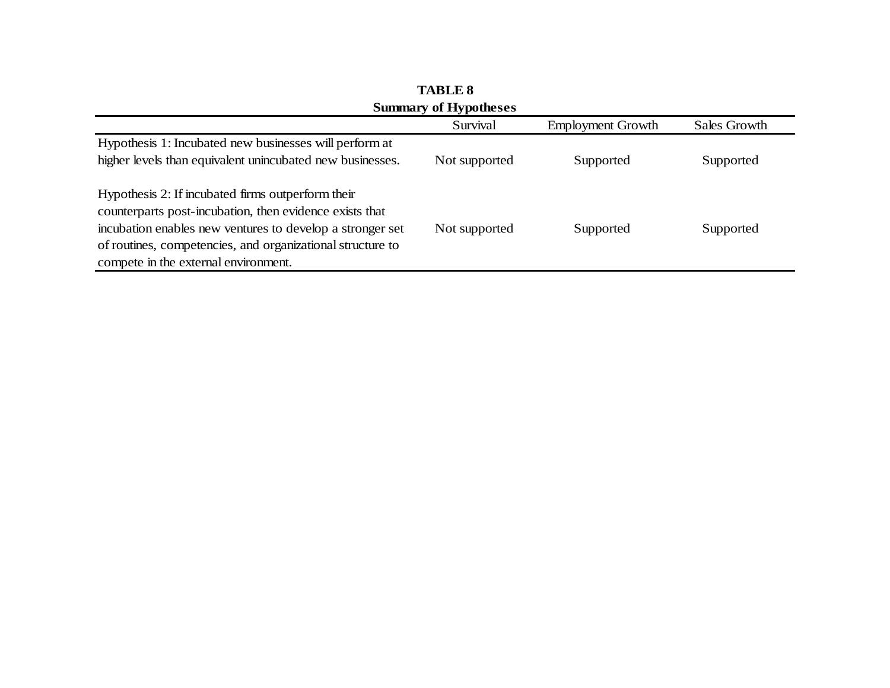**TABLE 8**
**Summary of Hypotheses**

| | Survival | Employment Growth | Sales Growth |
|---|---|---|---|
| Hypothesis 1: Incubated new businesses will perform at higher levels than equivalent unincubated new businesses. | Not supported | Supported | Supported |
| Hypothesis 2: If incubated firms outperform their counterparts post-incubation, then evidence exists that incubation enables new ventures to develop a stronger set of routines, competencies, and organizational structure to compete in the external environment. | Not supported | Supported | Supported |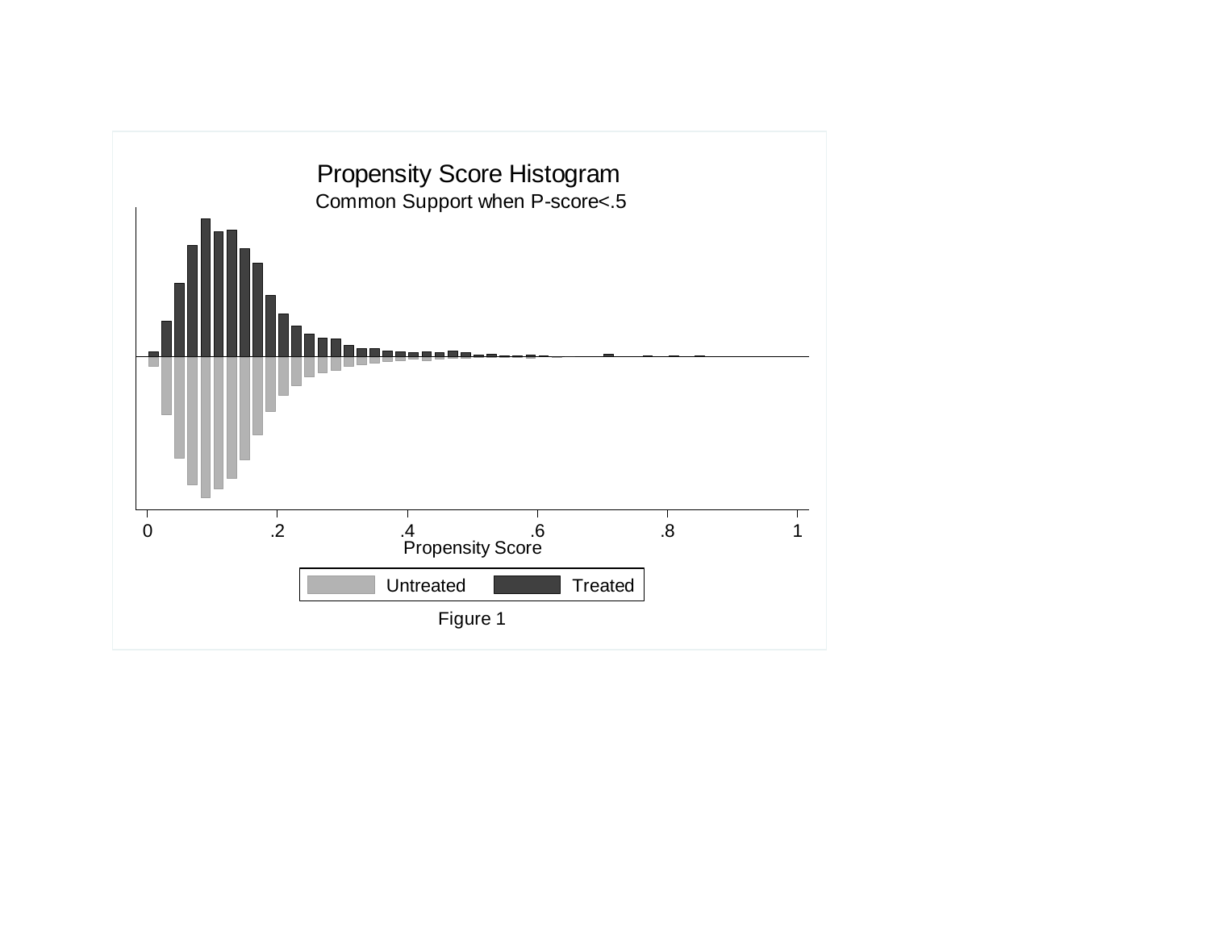Propensity Score Histogram

Common Support when P-score<.5

0
.2
.4
.6
.8
1

Propensity Score

Untreated
Treated

Figure 1